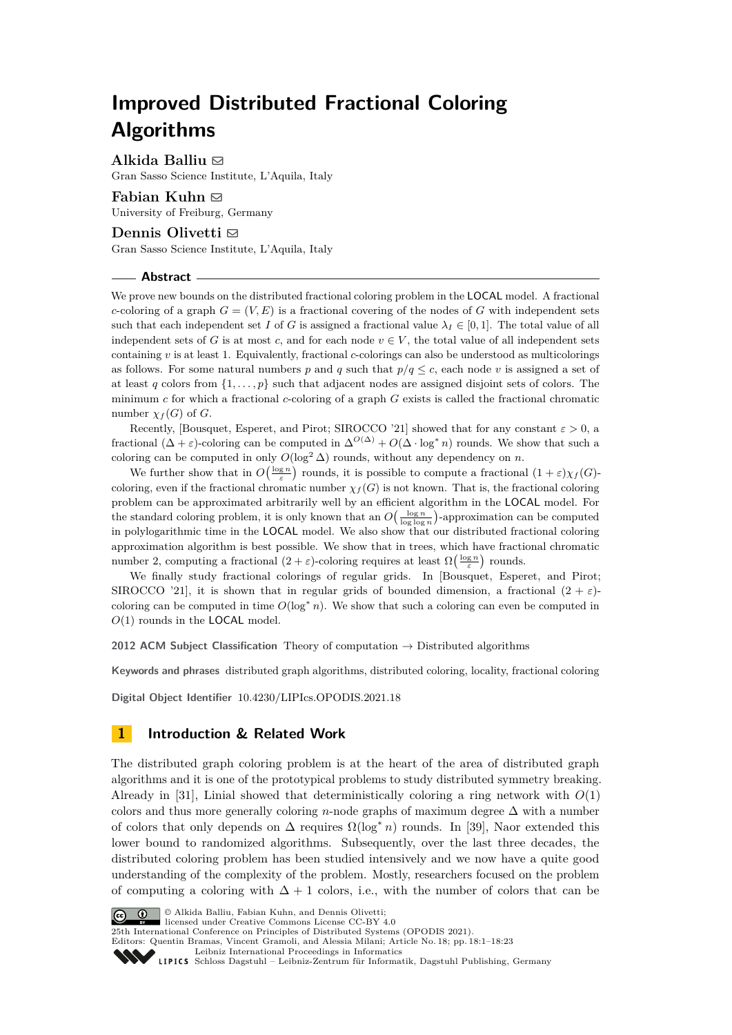# Improved Distributed Fractional Coloring Algorithms

**Alkida Balliu**
Gran Sasso Science Institute, L'Aquila, Italy

**Fabian Kuhn**
University of Freiburg, Germany

**Dennis Olivetti**
Gran Sasso Science Institute, L'Aquila, Italy

## Abstract

We prove new bounds on the distributed fractional coloring problem in the LOCAL model. A fractional $c$-coloring of a graph $G = (V, E)$ is a fractional covering of the nodes of $G$ with independent sets such that each independent set $I$ of $G$ is assigned a fractional value $\lambda_I \in [0, 1]$. The total value of all independent sets of $G$ is at most $c$, and for each node $v \in V$, the total value of all independent sets containing $v$ is at least 1. Equivalently, fractional $c$-colorings can also be understood as multicolorings as follows. For some natural numbers $p$ and $q$ such that $p/q \leq c$, each node $v$ is assigned a set of at least $q$ colors from $\{1, \dots, p\}$ such that adjacent nodes are assigned disjoint sets of colors. The minimum $c$ for which a fractional $c$-coloring of a graph $G$ exists is called the fractional chromatic number $\chi_f(G)$ of $G$.

Recently, [Bousquet, Esperet, and Pirot; SIROCCO '21] showed that for any constant $\varepsilon > 0$, a fractional $(\Delta + \varepsilon)$-coloring can be computed in $\Delta^{O(\Delta)} + O(\Delta \cdot \log^* n)$ rounds. We show that such a coloring can be computed in only $O(\log^2 \Delta)$ rounds, without any dependency on $n$.

We further show that in $O\big(\frac{\log n}{\varepsilon}\big)$ rounds, it is possible to compute a fractional $(1 + \varepsilon)\chi_f(G)$-coloring, even if the fractional chromatic number $\chi_f(G)$ is not known. That is, the fractional coloring problem can be approximated arbitrarily well by an efficient algorithm in the LOCAL model. For the standard coloring problem, it is only known that an $O\big(\frac{\log n}{\log \log n}\big)$-approximation can be computed in polylogarithmic time in the LOCAL model. We also show that our distributed fractional coloring approximation algorithm is best possible. We show that in trees, which have fractional chromatic number 2, computing a fractional $(2 + \varepsilon)$-coloring requires at least $\Omega\big(\frac{\log n}{\varepsilon}\big)$ rounds.

We finally study fractional colorings of regular grids. In [Bousquet, Esperet, and Pirot; SIROCCO '21], it is shown that in regular grids of bounded dimension, a fractional $(2 + \varepsilon)$-coloring can be computed in time $O(\log^* n)$. We show that such a coloring can even be computed in $O(1)$ rounds in the LOCAL model.

**2012 ACM Subject Classification** Theory of computation → Distributed algorithms

**Keywords and phrases** distributed graph algorithms, distributed coloring, locality, fractional coloring

**Digital Object Identifier** 10.4230/LIPIcs.OPODIS.2021.18

## 1 Introduction & Related Work

The distributed graph coloring problem is at the heart of the area of distributed graph algorithms and it is one of the prototypical problems to study distributed symmetry breaking. Already in [31], Linial showed that deterministically coloring a ring network with $O(1)$ colors and thus more generally coloring $n$-node graphs of maximum degree $\Delta$ with a number of colors that only depends on $\Delta$ requires $\Omega(\log^* n)$ rounds. In [39], Naor extended this lower bound to randomized algorithms. Subsequently, over the last three decades, the distributed coloring problem has been studied intensively and we now have a quite good understanding of the complexity of the problem. Mostly, researchers focused on the problem of computing a coloring with $\Delta + 1$ colors, i.e., with the number of colors that can be

© Alkida Balliu, Fabian Kuhn, and Dennis Olivetti;
licensed under Creative Commons License CC-BY 4.0
25th International Conference on Principles of Distributed Systems (OPODIS 2021).
Editors: Quentin Bramas, Vincent Gramoli, and Alessia Milani; Article No. 18; pp. 18:1–18:23
Leibniz International Proceedings in Informatics
Schloss Dagstuhl – Leibniz-Zentrum für Informatik, Dagstuhl Publishing, Germany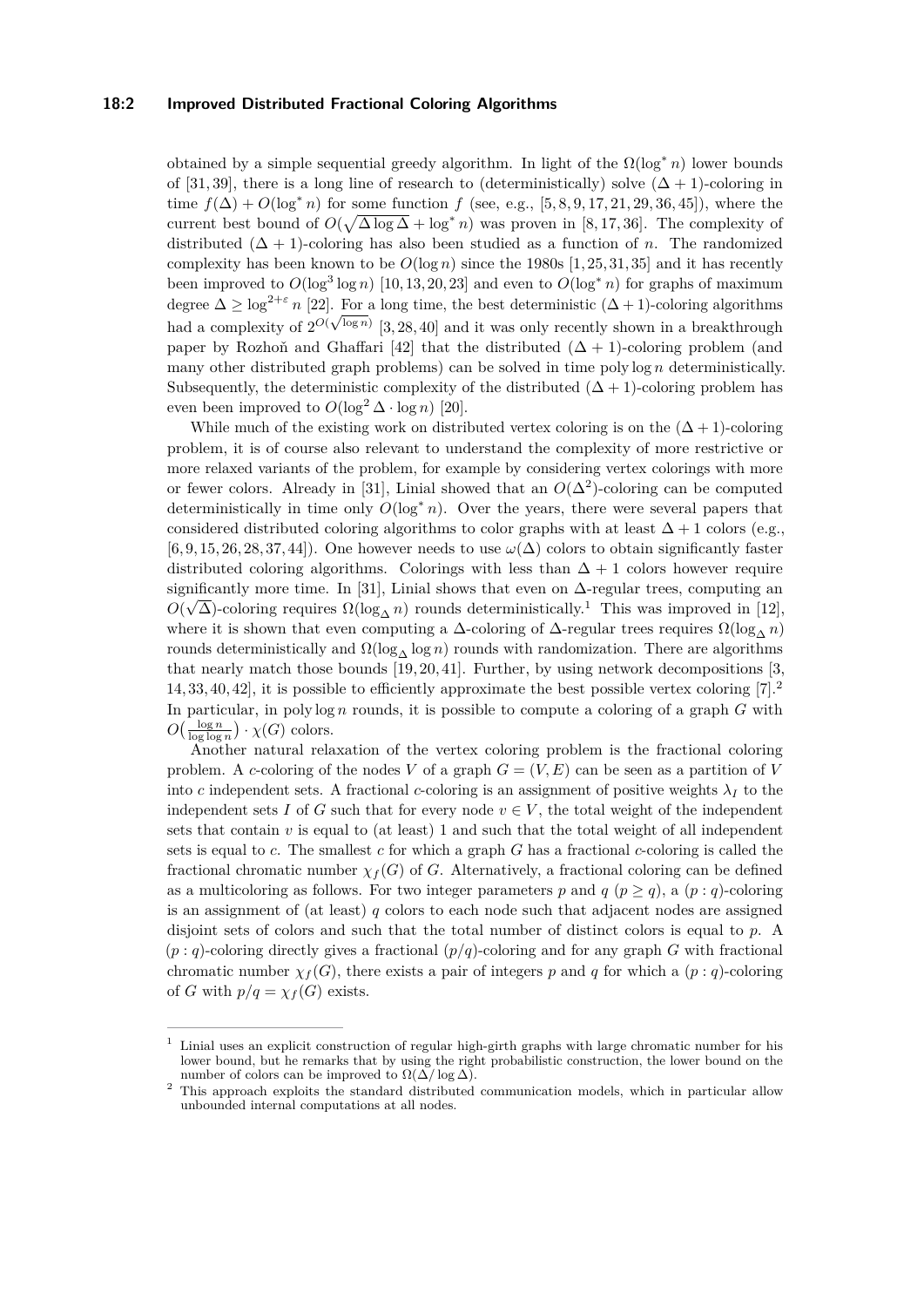obtained by a simple sequential greedy algorithm. In light of the $\Omega(\log^* n)$ lower bounds of [31, 39], there is a long line of research to (deterministically) solve $(\Delta+1)$-coloring in time $f(\Delta) + O(\log^* n)$ for some function $f$ (see, e.g., [5, 8, 9, 17, 21, 29, 36, 45]), where the current best bound of $O(\sqrt{\Delta \log \Delta} + \log^* n)$ was proven in [8, 17, 36]. The complexity of distributed $(\Delta+1)$-coloring has also been studied as a function of $n$. The randomized complexity has been known to be $O(\log n)$ since the 1980s [1, 25, 31, 35] and it has recently been improved to $O(\log^3 \log n)$ [10, 13, 20, 23] and even to $O(\log^* n)$ for graphs of maximum degree $\Delta \geq \log^{2+\varepsilon} n$ [22]. For a long time, the best deterministic $(\Delta+1)$-coloring algorithms had a complexity of $2^{O(\sqrt{\log n})}$ [3, 28, 40] and it was only recently shown in a breakthrough paper by Rozhoň and Ghaffari [42] that the distributed $(\Delta+1)$-coloring problem (and many other distributed graph problems) can be solved in time $\text{poly} \log n$ deterministically. Subsequently, the deterministic complexity of the distributed $(\Delta+1)$-coloring problem has even been improved to $O(\log^2 \Delta \cdot \log n)$ [20].

While much of the existing work on distributed vertex coloring is on the $(\Delta+1)$-coloring problem, it is of course also relevant to understand the complexity of more restrictive or more relaxed variants of the problem, for example by considering vertex colorings with more or fewer colors. Already in [31], Linial showed that an $O(\Delta^2)$-coloring can be computed deterministically in time only $O(\log^* n)$. Over the years, there were several papers that considered distributed coloring algorithms to color graphs with at least $\Delta+1$ colors (e.g., [6, 9, 15, 26, 28, 37, 44]). One however needs to use $\omega(\Delta)$ colors to obtain significantly faster distributed coloring algorithms. Colorings with less than $\Delta+1$ colors however require significantly more time. In [31], Linial shows that even on $\Delta$-regular trees, computing an $O(\sqrt{\Delta})$-coloring requires $\Omega(\log_\Delta n)$ rounds deterministically.[1] This was improved in [12], where it is shown that even computing a $\Delta$-coloring of $\Delta$-regular trees requires $\Omega(\log_\Delta n)$ rounds deterministically and $\Omega(\log_\Delta \log n)$ rounds with randomization. There are algorithms that nearly match those bounds [19, 20, 41]. Further, by using network decompositions [3, 14, 33, 40, 42], it is possible to efficiently approximate the best possible vertex coloring [7].[2] In particular, in $\text{poly} \log n$ rounds, it is possible to compute a coloring of a graph $G$ with $O\big(\frac{\log n}{\log \log n}\big) \cdot \chi(G)$ colors.

Another natural relaxation of the vertex coloring problem is the fractional coloring problem. A $c$-coloring of the nodes $V$ of a graph $G = (V, E)$ can be seen as a partition of $V$ into $c$ independent sets. A fractional $c$-coloring is an assignment of positive weights $\lambda_I$ to the independent sets $I$ of $G$ such that for every node $v \in V$, the total weight of the independent sets that contain $v$ is equal to (at least) 1 and such that the total weight of all independent sets is equal to $c$. The smallest $c$ for which a graph $G$ has a fractional $c$-coloring is called the fractional chromatic number $\chi_f(G)$ of $G$. Alternatively, a fractional coloring can be defined as a multicoloring as follows. For two integer parameters $p$ and $q$ ($p \geq q$), a $(p:q)$-coloring is an assignment of (at least) $q$ colors to each node such that adjacent nodes are assigned disjoint sets of colors and such that the total number of distinct colors is equal to $p$. A $(p:q)$-coloring directly gives a fractional $(p/q)$-coloring and for any graph $G$ with fractional chromatic number $\chi_f(G)$, there exists a pair of integers $p$ and $q$ for which a $(p:q)$-coloring of $G$ with $p/q = \chi_f(G)$ exists.

---

[1] Linial uses an explicit construction of regular high-girth graphs with large chromatic number for his lower bound, but he remarks that by using the right probabilistic construction, the lower bound on the number of colors can be improved to $\Omega(\Delta/\log \Delta)$.

[2] This approach exploits the standard distributed communication models, which in particular allow unbounded internal computations at all nodes.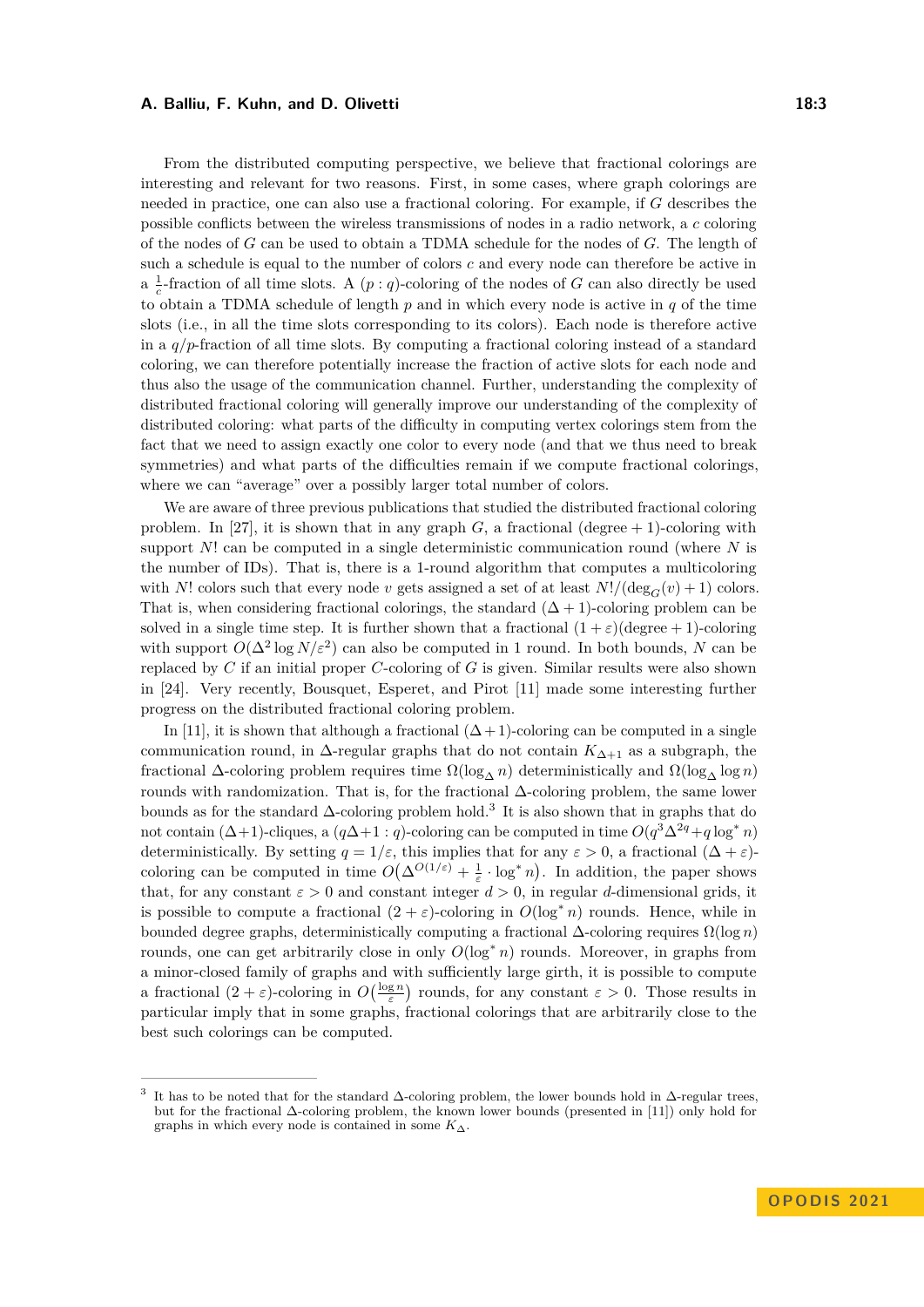From the distributed computing perspective, we believe that fractional colorings are interesting and relevant for two reasons. First, in some cases, where graph colorings are needed in practice, one can also use a fractional coloring. For example, if $G$ describes the possible conflicts between the wireless transmissions of nodes in a radio network, a $c$ coloring of the nodes of $G$ can be used to obtain a TDMA schedule for the nodes of $G$. The length of such a schedule is equal to the number of colors $c$ and every node can therefore be active in a $\frac{1}{c}$-fraction of all time slots. A $(p : q)$-coloring of the nodes of $G$ can also directly be used to obtain a TDMA schedule of length $p$ and in which every node is active in $q$ of the time slots (i.e., in all the time slots corresponding to its colors). Each node is therefore active in a $q/p$-fraction of all time slots. By computing a fractional coloring instead of a standard coloring, we can therefore potentially increase the fraction of active slots for each node and thus also the usage of the communication channel. Further, understanding the complexity of distributed fractional coloring will generally improve our understanding of the complexity of distributed coloring: what parts of the difficulty in computing vertex colorings stem from the fact that we need to assign exactly one color to every node (and that we thus need to break symmetries) and what parts of the difficulties remain if we compute fractional colorings, where we can "average" over a possibly larger total number of colors.

We are aware of three previous publications that studied the distributed fractional coloring problem. In [27], it is shown that in any graph $G$, a fractional (degree + 1)-coloring with support $N!$ can be computed in a single deterministic communication round (where $N$ is the number of IDs). That is, there is a 1-round algorithm that computes a multicoloring with $N!$ colors such that every node $v$ gets assigned a set of at least $N!/(\deg_G(v) + 1)$ colors. That is, when considering fractional colorings, the standard $(\Delta + 1)$-coloring problem can be solved in a single time step. It is further shown that a fractional $(1 + \varepsilon)$(degree + 1)-coloring with support $O(\Delta^2 \log N/\varepsilon^2)$ can also be computed in 1 round. In both bounds, $N$ can be replaced by $C$ if an initial proper $C$-coloring of $G$ is given. Similar results were also shown in [24]. Very recently, Bousquet, Esperet, and Pirot [11] made some interesting further progress on the distributed fractional coloring problem.

In [11], it is shown that although a fractional $(\Delta + 1)$-coloring can be computed in a single communication round, in $\Delta$-regular graphs that do not contain $K_{\Delta+1}$ as a subgraph, the fractional $\Delta$-coloring problem requires time $\Omega(\log_\Delta n)$ deterministically and $\Omega(\log_\Delta \log n)$ rounds with randomization. That is, for the fractional $\Delta$-coloring problem, the same lower bounds as for the standard $\Delta$-coloring problem hold.[3] It is also shown that in graphs that do not contain $(\Delta+1)$-cliques, a $(q\Delta+1 : q)$-coloring can be computed in time $O(q^3\Delta^{2q} + q \log^* n)$ deterministically. By setting $q = 1/\varepsilon$, this implies that for any $\varepsilon > 0$, a fractional $(\Delta + \varepsilon)$-coloring can be computed in time $O\big(\Delta^{O(1/\varepsilon)} + \frac{1}{\varepsilon} \cdot \log^* n\big)$. In addition, the paper shows that, for any constant $\varepsilon > 0$ and constant integer $d > 0$, in regular $d$-dimensional grids, it is possible to compute a fractional $(2 + \varepsilon)$-coloring in $O(\log^* n)$ rounds. Hence, while in bounded degree graphs, deterministically computing a fractional $\Delta$-coloring requires $\Omega(\log n)$ rounds, one can get arbitrarily close in only $O(\log^* n)$ rounds. Moreover, in graphs from a minor-closed family of graphs and with sufficiently large girth, it is possible to compute a fractional $(2 + \varepsilon)$-coloring in $O\big(\frac{\log n}{\varepsilon}\big)$ rounds, for any constant $\varepsilon > 0$. Those results in particular imply that in some graphs, fractional colorings that are arbitrarily close to the best such colorings can be computed.

---

[3] It has to be noted that for the standard $\Delta$-coloring problem, the lower bounds hold in $\Delta$-regular trees, but for the fractional $\Delta$-coloring problem, the known lower bounds (presented in [11]) only hold for graphs in which every node is contained in some $K_\Delta$.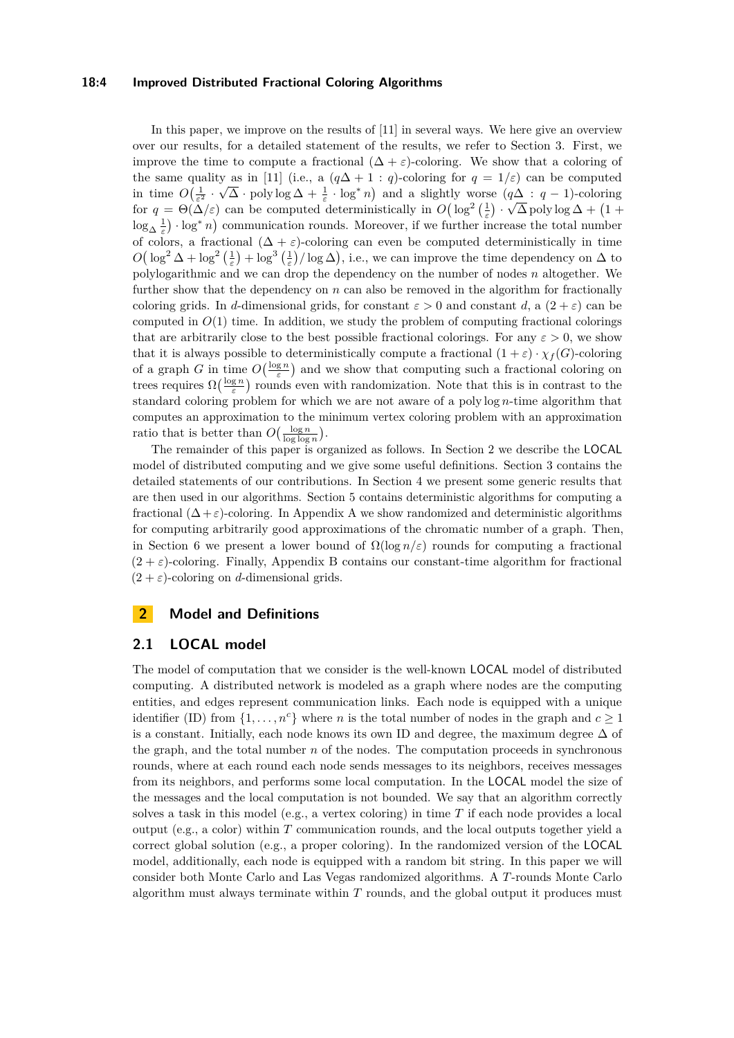In this paper, we improve on the results of [11] in several ways. We here give an overview over our results, for a detailed statement of the results, we refer to Section 3. First, we improve the time to compute a fractional $(\Delta + \varepsilon)$-coloring. We show that a coloring of the same quality as in [11] (i.e., a $(q\Delta + 1 : q)$-coloring for $q = 1/\varepsilon$) can be computed in time $O\big(\frac{1}{\varepsilon^2} \cdot \sqrt{\Delta} \cdot \operatorname{poly}\log\Delta + \frac{1}{\varepsilon} \cdot \log^* n\big)$ and a slightly worse $(q\Delta : q - 1)$-coloring for $q = \Theta(\Delta/\varepsilon)$ can be computed deterministically in $O\big(\log^2\left(\frac{1}{\varepsilon}\right) \cdot \sqrt{\Delta}\operatorname{poly}\log\Delta + \big(1 + \log_\Delta \frac{1}{\varepsilon}\big) \cdot \log^* n\big)$ communication rounds. Moreover, if we further increase the total number of colors, a fractional $(\Delta + \varepsilon)$-coloring can even be computed deterministically in time $O\big(\log^2\Delta + \log^2\left(\frac{1}{\varepsilon}\right) + \log^3\left(\frac{1}{\varepsilon}\right)/\log\Delta\big)$, i.e., we can improve the time dependency on $\Delta$ to polylogarithmic and we can drop the dependency on the number of nodes $n$ altogether. We further show that the dependency on $n$ can also be removed in the algorithm for fractionally coloring grids. In $d$-dimensional grids, for constant $\varepsilon > 0$ and constant $d$, a $(2 + \varepsilon)$ can be computed in $O(1)$ time. In addition, we study the problem of computing fractional colorings that are arbitrarily close to the best possible fractional colorings. For any $\varepsilon > 0$, we show that it is always possible to deterministically compute a fractional $(1 + \varepsilon) \cdot \chi_f(G)$-coloring of a graph $G$ in time $O\big(\frac{\log n}{\varepsilon}\big)$ and we show that computing such a fractional coloring on trees requires $\Omega\big(\frac{\log n}{\varepsilon}\big)$ rounds even with randomization. Note that this is in contrast to the standard coloring problem for which we are not aware of a $\operatorname{poly}\log n$-time algorithm that computes an approximation to the minimum vertex coloring problem with an approximation ratio that is better than $O\big(\frac{\log n}{\log\log n}\big)$.

The remainder of this paper is organized as follows. In Section 2 we describe the LOCAL model of distributed computing and we give some useful definitions. Section 3 contains the detailed statements of our contributions. In Section 4 we present some generic results that are then used in our algorithms. Section 5 contains deterministic algorithms for computing a fractional $(\Delta+\varepsilon)$-coloring. In Appendix A we show randomized and deterministic algorithms for computing arbitrarily good approximations of the chromatic number of a graph. Then, in Section 6 we present a lower bound of $\Omega(\log n/\varepsilon)$ rounds for computing a fractional $(2 + \varepsilon)$-coloring. Finally, Appendix B contains our constant-time algorithm for fractional $(2 + \varepsilon)$-coloring on $d$-dimensional grids.

## 2 Model and Definitions

### 2.1 LOCAL model

The model of computation that we consider is the well-known LOCAL model of distributed computing. A distributed network is modeled as a graph where nodes are the computing entities, and edges represent communication links. Each node is equipped with a unique identifier (ID) from $\{1, \ldots, n^c\}$ where $n$ is the total number of nodes in the graph and $c \geq 1$ is a constant. Initially, each node knows its own ID and degree, the maximum degree $\Delta$ of the graph, and the total number $n$ of the nodes. The computation proceeds in synchronous rounds, where at each round each node sends messages to its neighbors, receives messages from its neighbors, and performs some local computation. In the LOCAL model the size of the messages and the local computation is not bounded. We say that an algorithm correctly solves a task in this model (e.g., a vertex coloring) in time $T$ if each node provides a local output (e.g., a color) within $T$ communication rounds, and the local outputs together yield a correct global solution (e.g., a proper coloring). In the randomized version of the LOCAL model, additionally, each node is equipped with a random bit string. In this paper we will consider both Monte Carlo and Las Vegas randomized algorithms. A $T$-rounds Monte Carlo algorithm must always terminate within $T$ rounds, and the global output it produces must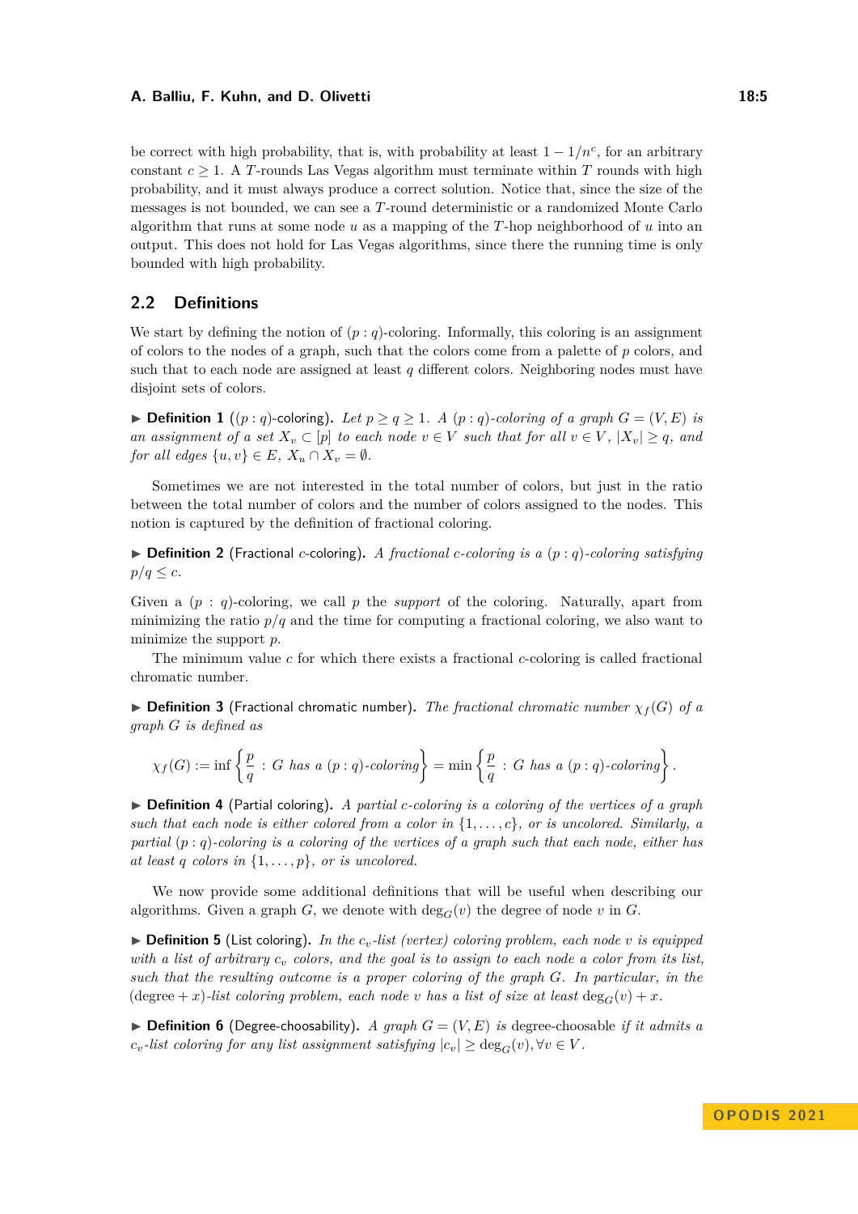be correct with high probability, that is, with probability at least $1 - 1/n^c$, for an arbitrary constant $c \geq 1$. A $T$-rounds Las Vegas algorithm must terminate within $T$ rounds with high probability, and it must always produce a correct solution. Notice that, since the size of the messages is not bounded, we can see a $T$-round deterministic or a randomized Monte Carlo algorithm that runs at some node $u$ as a mapping of the $T$-hop neighborhood of $u$ into an output. This does not hold for Las Vegas algorithms, since there the running time is only bounded with high probability.

## 2.2 Definitions

We start by defining the notion of $(p : q)$-coloring. Informally, this coloring is an assignment of colors to the nodes of a graph, such that the colors come from a palette of $p$ colors, and such that to each node are assigned at least $q$ different colors. Neighboring nodes must have disjoint sets of colors.

▶ **Definition 1** ($(p : q)$-coloring)**.** *Let $p \geq q \geq 1$. A $(p : q)$-coloring of a graph $G = (V, E)$ is an assignment of a set $X_v \subset [p]$ to each node $v \in V$ such that for all $v \in V$, $|X_v| \geq q$, and for all edges $\{u, v\} \in E$, $X_u \cap X_v = \emptyset$.*

Sometimes we are not interested in the total number of colors, but just in the ratio between the total number of colors and the number of colors assigned to the nodes. This notion is captured by the definition of fractional coloring.

▶ **Definition 2** (Fractional $c$-coloring)**.** *A fractional $c$-coloring is a $(p : q)$-coloring satisfying $p/q \leq c$.*

Given a $(p : q)$-coloring, we call $p$ the *support* of the coloring. Naturally, apart from minimizing the ratio $p/q$ and the time for computing a fractional coloring, we also want to minimize the support $p$.

The minimum value $c$ for which there exists a fractional $c$-coloring is called fractional chromatic number.

▶ **Definition 3** (Fractional chromatic number)**.** *The fractional chromatic number $\chi_f(G)$ of a graph $G$ is defined as*

$$\chi_f(G) := \inf \left\{ \frac{p}{q} : G \text{ has a } (p : q)\text{-coloring} \right\} = \min \left\{ \frac{p}{q} : G \text{ has a } (p : q)\text{-coloring} \right\}.$$

▶ **Definition 4** (Partial coloring)**.** *A partial $c$-coloring is a coloring of the vertices of a graph such that each node is either colored from a color in $\{1, \ldots, c\}$, or is uncolored. Similarly, a partial $(p : q)$-coloring is a coloring of the vertices of a graph such that each node, either has at least $q$ colors in $\{1, \ldots, p\}$, or is uncolored.*

We now provide some additional definitions that will be useful when describing our algorithms. Given a graph $G$, we denote with $\deg_G(v)$ the degree of node $v$ in $G$.

▶ **Definition 5** (List coloring)**.** *In the $c_v$-list (vertex) coloring problem, each node $v$ is equipped with a list of arbitrary $c_v$ colors, and the goal is to assign to each node a color from its list, such that the resulting outcome is a proper coloring of the graph $G$. In particular, in the $(\text{degree} + x)$-list coloring problem, each node $v$ has a list of size at least $\deg_G(v) + x$.*

▶ **Definition 6** (Degree-choosability)**.** *A graph $G = (V, E)$ is* degree-choosable *if it admits a $c_v$-list coloring for any list assignment satisfying $|c_v| \geq \deg_G(v), \forall v \in V$.*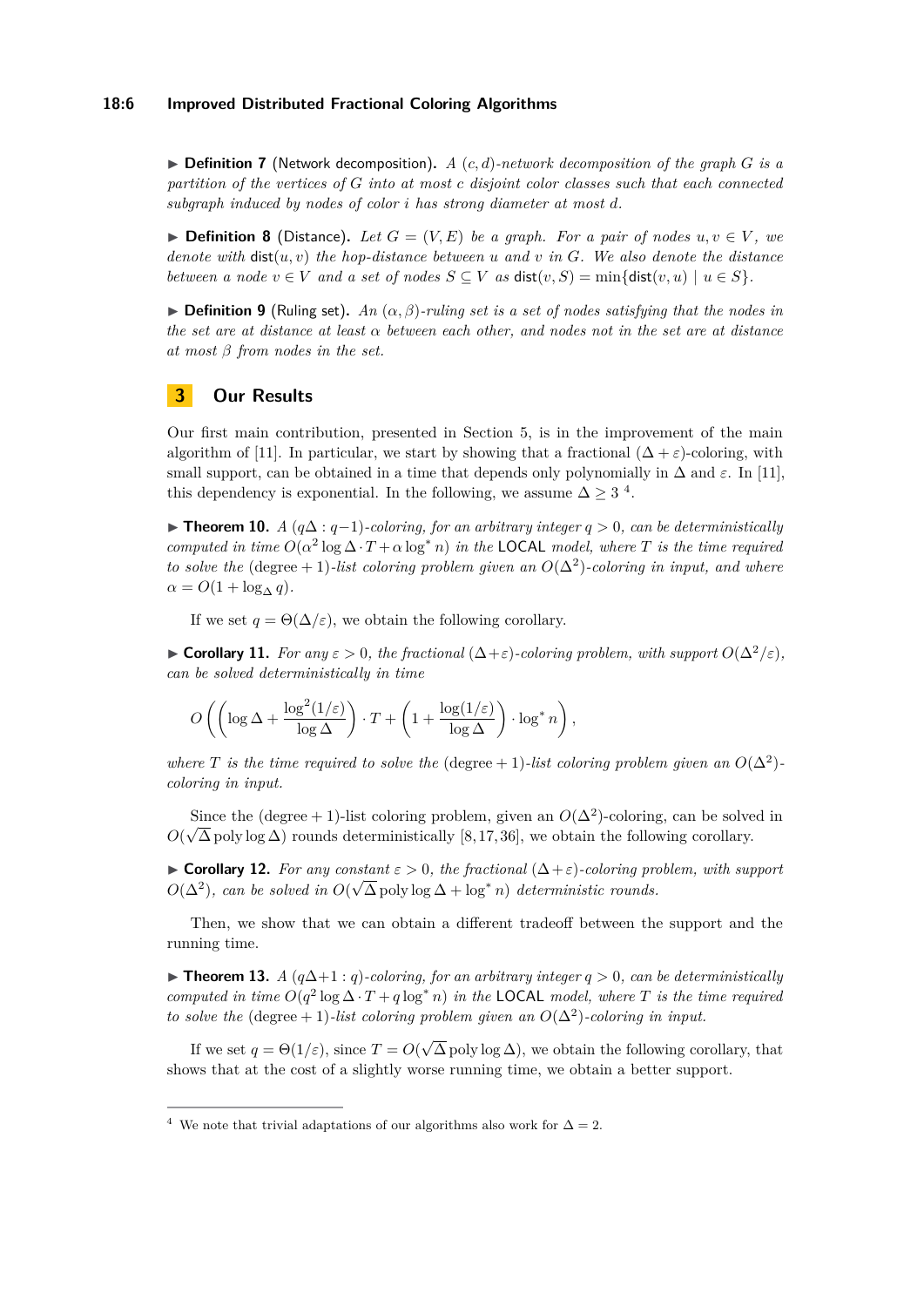▶ **Definition 7** (Network decomposition). *A $(c, d)$-network decomposition of the graph $G$ is a partition of the vertices of $G$ into at most $c$ disjoint color classes such that each connected subgraph induced by nodes of color $i$ has strong diameter at most $d$.*

▶ **Definition 8** (Distance). *Let $G = (V, E)$ be a graph. For a pair of nodes $u, v \in V$, we denote with $\mathsf{dist}(u, v)$ the hop-distance between $u$ and $v$ in $G$. We also denote the distance between a node $v \in V$ and a set of nodes $S \subseteq V$ as $\mathsf{dist}(v, S) = \min\{\mathsf{dist}(v, u) \mid u \in S\}$.*

▶ **Definition 9** (Ruling set). *An $(\alpha, \beta)$-ruling set is a set of nodes satisfying that the nodes in the set are at distance at least $\alpha$ between each other, and nodes not in the set are at distance at most $\beta$ from nodes in the set.*

## 3 Our Results

Our first main contribution, presented in Section 5, is in the improvement of the main algorithm of [11]. In particular, we start by showing that a fractional $(\Delta + \varepsilon)$-coloring, with small support, can be obtained in a time that depends only polynomially in $\Delta$ and $\varepsilon$. In [11], this dependency is exponential. In the following, we assume $\Delta \geq 3$ [4].

▶ **Theorem 10.** *A $(q\Delta : q-1)$-coloring, for an arbitrary integer $q > 0$, can be deterministically computed in time $O(\alpha^2 \log \Delta \cdot T + \alpha \log^* n)$ in the $\mathsf{LOCAL}$ model, where $T$ is the time required to solve the $(\text{degree} + 1)$-list coloring problem given an $O(\Delta^2)$-coloring in input, and where $\alpha = O(1 + \log_\Delta q)$.*

If we set $q = \Theta(\Delta/\varepsilon)$, we obtain the following corollary.

▶ **Corollary 11.** *For any $\varepsilon > 0$, the fractional $(\Delta+\varepsilon)$-coloring problem, with support $O(\Delta^2/\varepsilon)$, can be solved deterministically in time*

$$O\left(\left(\log \Delta + \frac{\log^2(1/\varepsilon)}{\log \Delta}\right) \cdot T + \left(1 + \frac{\log(1/\varepsilon)}{\log \Delta}\right) \cdot \log^* n\right),$$

*where $T$ is the time required to solve the $(\text{degree} + 1)$-list coloring problem given an $O(\Delta^2)$-coloring in input.*

Since the $(\text{degree} + 1)$-list coloring problem, given an $O(\Delta^2)$-coloring, can be solved in $O(\sqrt{\Delta}\,\mathrm{poly}\log \Delta)$ rounds deterministically [8, 17, 36], we obtain the following corollary.

▶ **Corollary 12.** *For any constant $\varepsilon > 0$, the fractional $(\Delta+\varepsilon)$-coloring problem, with support $O(\Delta^2)$, can be solved in $O(\sqrt{\Delta}\,\mathrm{poly}\log \Delta + \log^* n)$ deterministic rounds.*

Then, we show that we can obtain a different tradeoff between the support and the running time.

▶ **Theorem 13.** *A $(q\Delta+1 : q)$-coloring, for an arbitrary integer $q > 0$, can be deterministically computed in time $O(q^2 \log \Delta \cdot T + q \log^* n)$ in the $\mathsf{LOCAL}$ model, where $T$ is the time required to solve the $(\text{degree} + 1)$-list coloring problem given an $O(\Delta^2)$-coloring in input.*

If we set $q = \Theta(1/\varepsilon)$, since $T = O(\sqrt{\Delta}\,\mathrm{poly}\log \Delta)$, we obtain the following corollary, that shows that at the cost of a slightly worse running time, we obtain a better support.

[4] We note that trivial adaptations of our algorithms also work for $\Delta = 2$.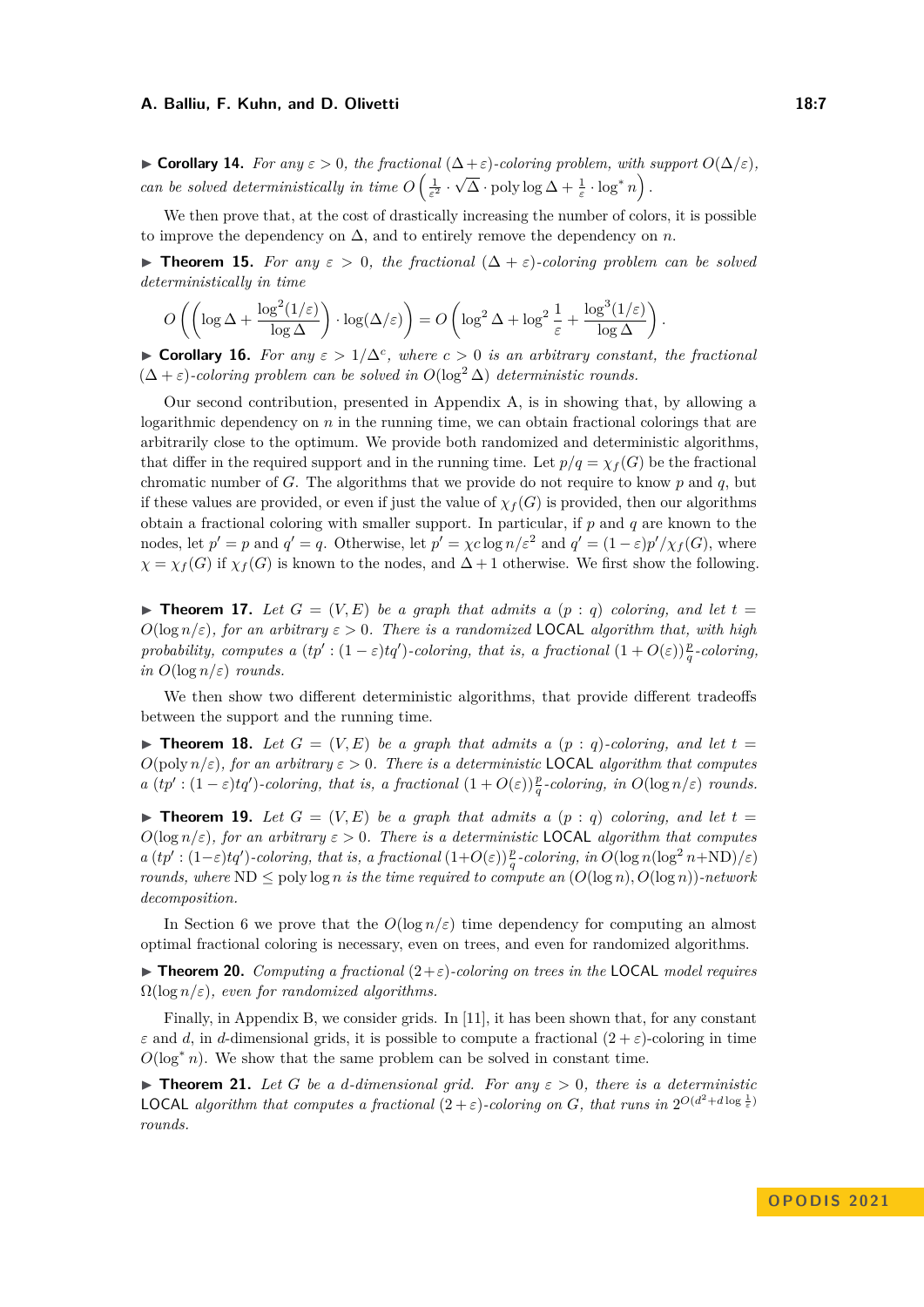▶ **Corollary 14.** *For any $\varepsilon > 0$, the fractional $(\Delta+\varepsilon)$-coloring problem, with support $O(\Delta/\varepsilon)$, can be solved deterministically in time $O\left(\frac{1}{\varepsilon^2} \cdot \sqrt{\Delta} \cdot \operatorname{poly}\log \Delta + \frac{1}{\varepsilon} \cdot \log^* n\right)$.*

We then prove that, at the cost of drastically increasing the number of colors, it is possible to improve the dependency on $\Delta$, and to entirely remove the dependency on $n$.

▶ **Theorem 15.** *For any $\varepsilon > 0$, the fractional $(\Delta + \varepsilon)$-coloring problem can be solved deterministically in time*

$$O\left(\left(\log \Delta + \frac{\log^2(1/\varepsilon)}{\log \Delta}\right) \cdot \log(\Delta/\varepsilon)\right) = O\left(\log^2 \Delta + \log^2 \frac{1}{\varepsilon} + \frac{\log^3(1/\varepsilon)}{\log \Delta}\right).$$

▶ **Corollary 16.** *For any $\varepsilon > 1/\Delta^c$, where $c > 0$ is an arbitrary constant, the fractional $(\Delta + \varepsilon)$-coloring problem can be solved in $O(\log^2 \Delta)$ deterministic rounds.*

Our second contribution, presented in Appendix A, is in showing that, by allowing a logarithmic dependency on $n$ in the running time, we can obtain fractional colorings that are arbitrarily close to the optimum. We provide both randomized and deterministic algorithms, that differ in the required support and in the running time. Let $p/q = \chi_f(G)$ be the fractional chromatic number of $G$. The algorithms that we provide do not require to know $p$ and $q$, but if these values are provided, or even if just the value of $\chi_f(G)$ is provided, then our algorithms obtain a fractional coloring with smaller support. In particular, if $p$ and $q$ are known to the nodes, let $p' = p$ and $q' = q$. Otherwise, let $p' = \chi c \log n/\varepsilon^2$ and $q' = (1-\varepsilon)p'/\chi_f(G)$, where $\chi = \chi_f(G)$ if $\chi_f(G)$ is known to the nodes, and $\Delta + 1$ otherwise. We first show the following.

▶ **Theorem 17.** *Let $G = (V, E)$ be a graph that admits a $(p : q)$ coloring, and let $t = O(\log n/\varepsilon)$, for an arbitrary $\varepsilon > 0$. There is a randomized* LOCAL *algorithm that, with high probability, computes a $(tp' : (1-\varepsilon)tq')$-coloring, that is, a fractional $(1 + O(\varepsilon))\frac{p}{q}$-coloring, in $O(\log n/\varepsilon)$ rounds.*

We then show two different deterministic algorithms, that provide different tradeoffs between the support and the running time.

▶ **Theorem 18.** *Let $G = (V, E)$ be a graph that admits a $(p : q)$-coloring, and let $t = O(\operatorname{poly} n/\varepsilon)$, for an arbitrary $\varepsilon > 0$. There is a deterministic* LOCAL *algorithm that computes a $(tp' : (1-\varepsilon)tq')$-coloring, that is, a fractional $(1 + O(\varepsilon))\frac{p}{q}$-coloring, in $O(\log n/\varepsilon)$ rounds.*

▶ **Theorem 19.** *Let $G = (V, E)$ be a graph that admits a $(p : q)$ coloring, and let $t = O(\log n/\varepsilon)$, for an arbitrary $\varepsilon > 0$. There is a deterministic* LOCAL *algorithm that computes a $(tp' : (1-\varepsilon)tq')$-coloring, that is, a fractional $(1+O(\varepsilon))\frac{p}{q}$-coloring, in $O(\log n(\log^2 n+\mathrm{ND})/\varepsilon)$ rounds, where $\mathrm{ND} \le \operatorname{poly}\log n$ is the time required to compute an $(O(\log n), O(\log n))$-network decomposition.*

In Section 6 we prove that the $O(\log n/\varepsilon)$ time dependency for computing an almost optimal fractional coloring is necessary, even on trees, and even for randomized algorithms.

▶ **Theorem 20.** *Computing a fractional $(2+\varepsilon)$-coloring on trees in the* LOCAL *model requires $\Omega(\log n/\varepsilon)$, even for randomized algorithms.*

Finally, in Appendix B, we consider grids. In [11], it has been shown that, for any constant $\varepsilon$ and $d$, in $d$-dimensional grids, it is possible to compute a fractional $(2 + \varepsilon)$-coloring in time $O(\log^* n)$. We show that the same problem can be solved in constant time.

▶ **Theorem 21.** *Let $G$ be a $d$-dimensional grid. For any $\varepsilon > 0$, there is a deterministic* LOCAL *algorithm that computes a fractional $(2+\varepsilon)$-coloring on $G$, that runs in $2^{O(d^2+d\log\frac{1}{\varepsilon})}$ rounds.*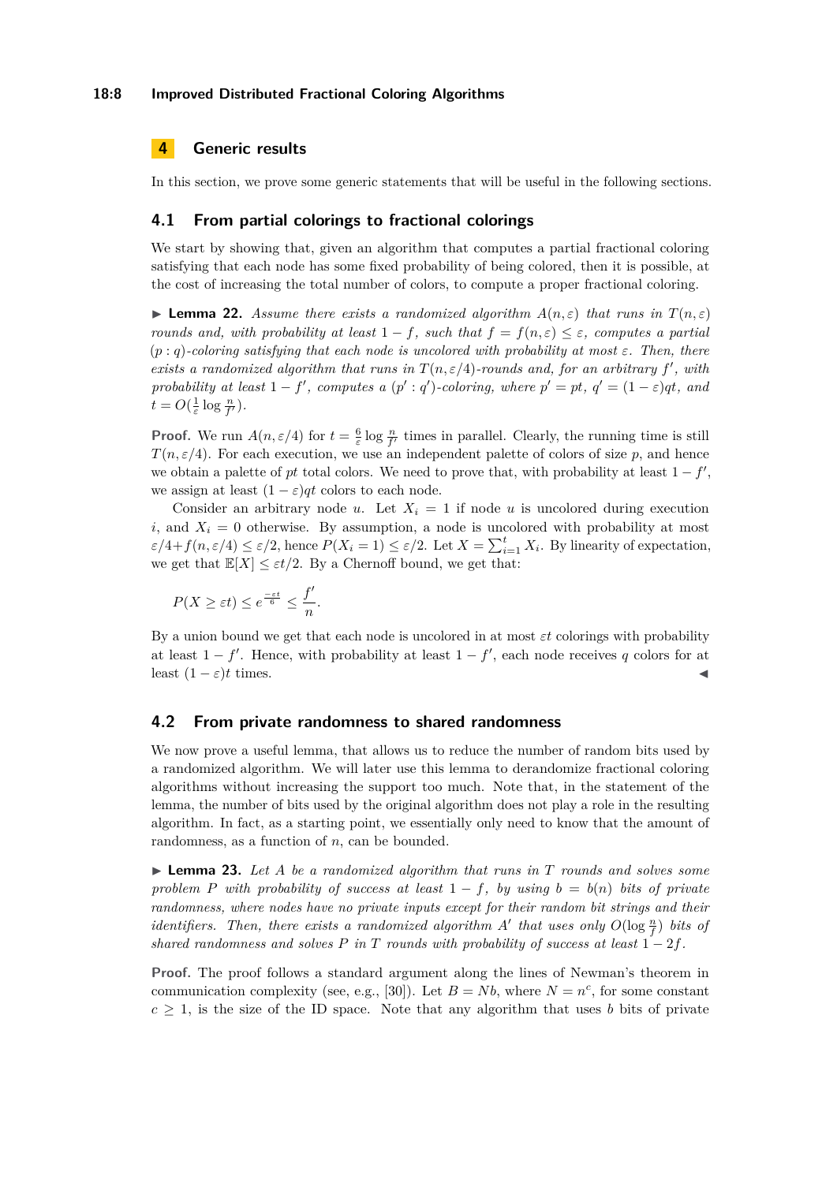## 4 Generic results

In this section, we prove some generic statements that will be useful in the following sections.

### 4.1 From partial colorings to fractional colorings

We start by showing that, given an algorithm that computes a partial fractional coloring satisfying that each node has some fixed probability of being colored, then it is possible, at the cost of increasing the total number of colors, to compute a proper fractional coloring.

▶ **Lemma 22.** *Assume there exists a randomized algorithm $A(n, \varepsilon)$ that runs in $T(n, \varepsilon)$ rounds and, with probability at least $1 - f$, such that $f = f(n, \varepsilon) \leq \varepsilon$, computes a partial $(p : q)$-coloring satisfying that each node is uncolored with probability at most $\varepsilon$. Then, there exists a randomized algorithm that runs in $T(n, \varepsilon/4)$-rounds and, for an arbitrary $f'$, with probability at least $1 - f'$, computes a $(p' : q')$-coloring, where $p' = pt$, $q' = (1 - \varepsilon)qt$, and $t = O(\frac{1}{\varepsilon} \log \frac{n}{f'})$.*

**Proof.** We run $A(n, \varepsilon/4)$ for $t = \frac{6}{\varepsilon} \log \frac{n}{f'}$ times in parallel. Clearly, the running time is still $T(n, \varepsilon/4)$. For each execution, we use an independent palette of colors of size $p$, and hence we obtain a palette of $pt$ total colors. We need to prove that, with probability at least $1 - f'$, we assign at least $(1 - \varepsilon)qt$ colors to each node.

Consider an arbitrary node $u$. Let $X_i = 1$ if node $u$ is uncolored during execution $i$, and $X_i = 0$ otherwise. By assumption, a node is uncolored with probability at most $\varepsilon/4 + f(n, \varepsilon/4) \leq \varepsilon/2$, hence $P(X_i = 1) \leq \varepsilon/2$. Let $X = \sum_{i=1}^{t} X_i$. By linearity of expectation, we get that $\mathbb{E}[X] \leq \varepsilon t/2$. By a Chernoff bound, we get that:

$$P(X \geq \varepsilon t) \leq e^{\frac{-\varepsilon t}{6}} \leq \frac{f'}{n}.$$

By a union bound we get that each node is uncolored in at most $\varepsilon t$ colorings with probability at least $1 - f'$. Hence, with probability at least $1 - f'$, each node receives $q$ colors for at least $(1 - \varepsilon)t$ times. ◀

### 4.2 From private randomness to shared randomness

We now prove a useful lemma, that allows us to reduce the number of random bits used by a randomized algorithm. We will later use this lemma to derandomize fractional coloring algorithms without increasing the support too much. Note that, in the statement of the lemma, the number of bits used by the original algorithm does not play a role in the resulting algorithm. In fact, as a starting point, we essentially only need to know that the amount of randomness, as a function of $n$, can be bounded.

▶ **Lemma 23.** *Let $A$ be a randomized algorithm that runs in $T$ rounds and solves some problem $P$ with probability of success at least $1 - f$, by using $b = b(n)$ bits of private randomness, where nodes have no private inputs except for their random bit strings and their identifiers. Then, there exists a randomized algorithm $A'$ that uses only $O(\log \frac{n}{f})$ bits of shared randomness and solves $P$ in $T$ rounds with probability of success at least $1 - 2f$.*

**Proof.** The proof follows a standard argument along the lines of Newman's theorem in communication complexity (see, e.g., [30]). Let $B = Nb$, where $N = n^c$, for some constant $c \geq 1$, is the size of the ID space. Note that any algorithm that uses $b$ bits of private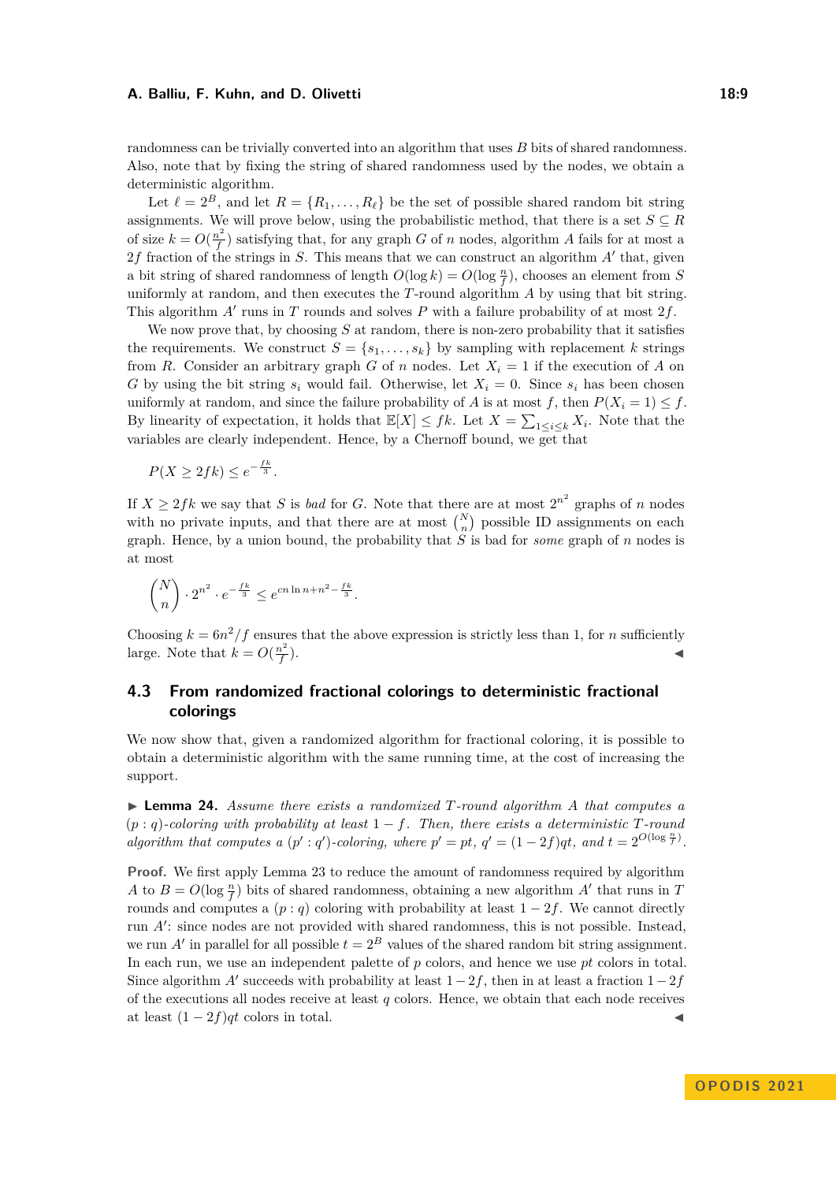randomness can be trivially converted into an algorithm that uses $B$ bits of shared randomness. Also, note that by fixing the string of shared randomness used by the nodes, we obtain a deterministic algorithm.

Let $\ell = 2^B$, and let $R = \{R_1, \ldots, R_\ell\}$ be the set of possible shared random bit string assignments. We will prove below, using the probabilistic method, that there is a set $S \subseteq R$ of size $k = O(\frac{n^2}{f})$ satisfying that, for any graph $G$ of $n$ nodes, algorithm $A$ fails for at most a $2f$ fraction of the strings in $S$. This means that we can construct an algorithm $A'$ that, given a bit string of shared randomness of length $O(\log k) = O(\log \frac{n}{f})$, chooses an element from $S$ uniformly at random, and then executes the $T$-round algorithm $A$ by using that bit string. This algorithm $A'$ runs in $T$ rounds and solves $P$ with a failure probability of at most $2f$.

We now prove that, by choosing $S$ at random, there is non-zero probability that it satisfies the requirements. We construct $S = \{s_1, \ldots, s_k\}$ by sampling with replacement $k$ strings from $R$. Consider an arbitrary graph $G$ of $n$ nodes. Let $X_i = 1$ if the execution of $A$ on $G$ by using the bit string $s_i$ would fail. Otherwise, let $X_i = 0$. Since $s_i$ has been chosen uniformly at random, and since the failure probability of $A$ is at most $f$, then $P(X_i = 1) \leq f$. By linearity of expectation, it holds that $\mathbb{E}[X] \leq fk$. Let $X = \sum_{1 \leq i \leq k} X_i$. Note that the variables are clearly independent. Hence, by a Chernoff bound, we get that

$$P(X \geq 2fk) \leq e^{-\frac{fk}{3}}.$$

If $X \geq 2fk$ we say that $S$ is *bad* for $G$. Note that there are at most $2^{n^2}$ graphs of $n$ nodes with no private inputs, and that there are at most $\binom{N}{n}$ possible ID assignments on each graph. Hence, by a union bound, the probability that $S$ is bad for *some* graph of $n$ nodes is at most

$$\binom{N}{n} \cdot 2^{n^2} \cdot e^{-\frac{fk}{3}} \leq e^{cn \ln n + n^2 - \frac{fk}{3}}.$$

Choosing $k = 6n^2/f$ ensures that the above expression is strictly less than 1, for $n$ sufficiently large. Note that $k = O(\frac{n^2}{f})$. ◀

## 4.3 From randomized fractional colorings to deterministic fractional colorings

We now show that, given a randomized algorithm for fractional coloring, it is possible to obtain a deterministic algorithm with the same running time, at the cost of increasing the support.

▶ **Lemma 24.** *Assume there exists a randomized $T$-round algorithm $A$ that computes a $(p : q)$-coloring with probability at least $1 - f$. Then, there exists a deterministic $T$-round algorithm that computes a $(p' : q')$-coloring, where $p' = pt$, $q' = (1 - 2f)qt$, and $t = 2^{O(\log \frac{n}{f})}$.*

**Proof.** We first apply Lemma 23 to reduce the amount of randomness required by algorithm $A$ to $B = O(\log \frac{n}{f})$ bits of shared randomness, obtaining a new algorithm $A'$ that runs in $T$ rounds and computes a $(p : q)$ coloring with probability at least $1 - 2f$. We cannot directly run $A'$: since nodes are not provided with shared randomness, this is not possible. Instead, we run $A'$ in parallel for all possible $t = 2^B$ values of the shared random bit string assignment. In each run, we use an independent palette of $p$ colors, and hence we use $pt$ colors in total. Since algorithm $A'$ succeeds with probability at least $1 - 2f$, then in at least a fraction $1 - 2f$ of the executions all nodes receive at least $q$ colors. Hence, we obtain that each node receives at least $(1 - 2f)qt$ colors in total. ◀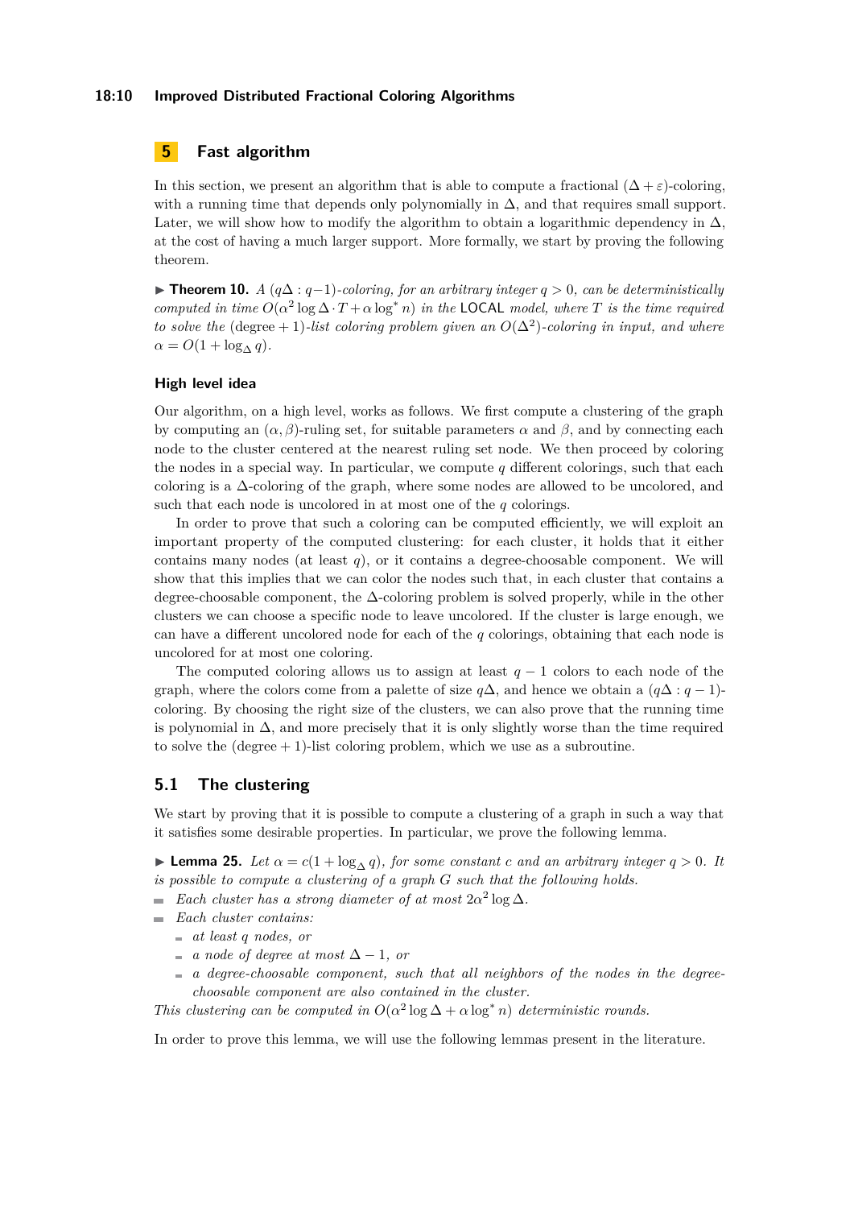## 5 Fast algorithm

In this section, we present an algorithm that is able to compute a fractional $(\Delta + \varepsilon)$-coloring, with a running time that depends only polynomially in $\Delta$, and that requires small support. Later, we will show how to modify the algorithm to obtain a logarithmic dependency in $\Delta$, at the cost of having a much larger support. More formally, we start by proving the following theorem.

▶ **Theorem 10.** *A $(q\Delta : q-1)$-coloring, for an arbitrary integer $q > 0$, can be deterministically computed in time $O(\alpha^2 \log \Delta \cdot T + \alpha \log^* n)$ in the* LOCAL *model, where $T$ is the time required to solve the* (degree + 1)*-list coloring problem given an $O(\Delta^2)$-coloring in input, and where $\alpha = O(1 + \log_\Delta q)$.*

### High level idea

Our algorithm, on a high level, works as follows. We first compute a clustering of the graph by computing an $(\alpha, \beta)$-ruling set, for suitable parameters $\alpha$ and $\beta$, and by connecting each node to the cluster centered at the nearest ruling set node. We then proceed by coloring the nodes in a special way. In particular, we compute $q$ different colorings, such that each coloring is a $\Delta$-coloring of the graph, where some nodes are allowed to be uncolored, and such that each node is uncolored in at most one of the $q$ colorings.

In order to prove that such a coloring can be computed efficiently, we will exploit an important property of the computed clustering: for each cluster, it holds that it either contains many nodes (at least $q$), or it contains a degree-choosable component. We will show that this implies that we can color the nodes such that, in each cluster that contains a degree-choosable component, the $\Delta$-coloring problem is solved properly, while in the other clusters we can choose a specific node to leave uncolored. If the cluster is large enough, we can have a different uncolored node for each of the $q$ colorings, obtaining that each node is uncolored for at most one coloring.

The computed coloring allows us to assign at least $q - 1$ colors to each node of the graph, where the colors come from a palette of size $q\Delta$, and hence we obtain a $(q\Delta : q - 1)$-coloring. By choosing the right size of the clusters, we can also prove that the running time is polynomial in $\Delta$, and more precisely that it is only slightly worse than the time required to solve the $(\text{degree} + 1)$-list coloring problem, which we use as a subroutine.

## 5.1 The clustering

We start by proving that it is possible to compute a clustering of a graph in such a way that it satisfies some desirable properties. In particular, we prove the following lemma.

▶ **Lemma 25.** *Let $\alpha = c(1 + \log_\Delta q)$, for some constant $c$ and an arbitrary integer $q > 0$. It is possible to compute a clustering of a graph $G$ such that the following holds.*

- *Each cluster has a strong diameter of at most $2\alpha^2 \log \Delta$.*
- *Each cluster contains:*
  - *at least $q$ nodes, or*
  - *a node of degree at most $\Delta - 1$, or*
  - *a degree-choosable component, such that all neighbors of the nodes in the degree-choosable component are also contained in the cluster.*

*This clustering can be computed in $O(\alpha^2 \log \Delta + \alpha \log^* n)$ deterministic rounds.*

In order to prove this lemma, we will use the following lemmas present in the literature.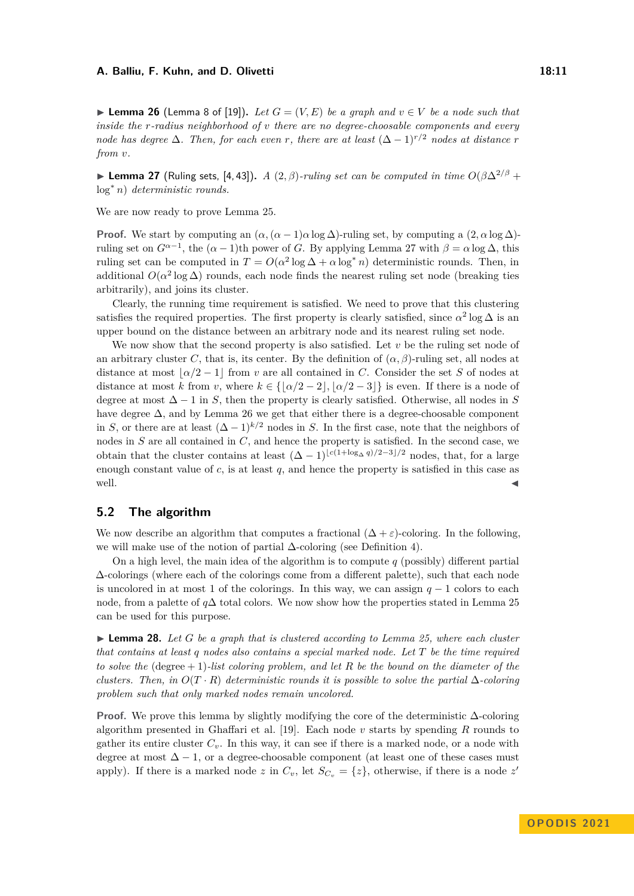▶ **Lemma 26** (Lemma 8 of [19]). *Let $G = (V, E)$ be a graph and $v \in V$ be a node such that inside the $r$-radius neighborhood of $v$ there are no degree-choosable components and every node has degree $\Delta$. Then, for each even $r$, there are at least $(\Delta - 1)^{r/2}$ nodes at distance $r$ from $v$.*

▶ **Lemma 27** (Ruling sets, [4, 43]). *A $(2, \beta)$-ruling set can be computed in time $O(\beta \Delta^{2/\beta} + \log^* n)$ deterministic rounds.*

We are now ready to prove Lemma 25.

**Proof.** We start by computing an $(\alpha, (\alpha - 1)\alpha \log \Delta)$-ruling set, by computing a $(2, \alpha \log \Delta)$-ruling set on $G^{\alpha-1}$, the $(\alpha - 1)$th power of $G$. By applying Lemma 27 with $\beta = \alpha \log \Delta$, this ruling set can be computed in $T = O(\alpha^2 \log \Delta + \alpha \log^* n)$ deterministic rounds. Then, in additional $O(\alpha^2 \log \Delta)$ rounds, each node finds the nearest ruling set node (breaking ties arbitrarily), and joins its cluster.

Clearly, the running time requirement is satisfied. We need to prove that this clustering satisfies the required properties. The first property is clearly satisfied, since $\alpha^2 \log \Delta$ is an upper bound on the distance between an arbitrary node and its nearest ruling set node.

We now show that the second property is also satisfied. Let $v$ be the ruling set node of an arbitrary cluster $C$, that is, its center. By the definition of $(\alpha, \beta)$-ruling set, all nodes at distance at most $\lfloor \alpha/2 - 1 \rfloor$ from $v$ are all contained in $C$. Consider the set $S$ of nodes at distance at most $k$ from $v$, where $k \in \{\lfloor \alpha/2 - 2 \rfloor, \lfloor \alpha/2 - 3 \rfloor\}$ is even. If there is a node of degree at most $\Delta - 1$ in $S$, then the property is clearly satisfied. Otherwise, all nodes in $S$ have degree $\Delta$, and by Lemma 26 we get that either there is a degree-choosable component in $S$, or there are at least $(\Delta - 1)^{k/2}$ nodes in $S$. In the first case, note that the neighbors of nodes in $S$ are all contained in $C$, and hence the property is satisfied. In the second case, we obtain that the cluster contains at least $(\Delta - 1)^{\lfloor c(1+\log_\Delta q)/2-3 \rfloor/2}$ nodes, that, for a large enough constant value of $c$, is at least $q$, and hence the property is satisfied in this case as well. ◀

## 5.2 The algorithm

We now describe an algorithm that computes a fractional $(\Delta + \varepsilon)$-coloring. In the following, we will make use of the notion of partial $\Delta$-coloring (see Definition 4).

On a high level, the main idea of the algorithm is to compute $q$ (possibly) different partial $\Delta$-colorings (where each of the colorings come from a different palette), such that each node is uncolored in at most 1 of the colorings. In this way, we can assign $q - 1$ colors to each node, from a palette of $q\Delta$ total colors. We now show how the properties stated in Lemma 25 can be used for this purpose.

▶ **Lemma 28.** *Let $G$ be a graph that is clustered according to Lemma 25, where each cluster that contains at least $q$ nodes also contains a special marked node. Let $T$ be the time required to solve the* (degree + 1)*-list coloring problem, and let $R$ be the bound on the diameter of the clusters. Then, in $O(T \cdot R)$ deterministic rounds it is possible to solve the partial $\Delta$-coloring problem such that only marked nodes remain uncolored.*

**Proof.** We prove this lemma by slightly modifying the core of the deterministic $\Delta$-coloring algorithm presented in Ghaffari et al. [19]. Each node $v$ starts by spending $R$ rounds to gather its entire cluster $C_v$. In this way, it can see if there is a marked node, or a node with degree at most $\Delta - 1$, or a degree-choosable component (at least one of these cases must apply). If there is a marked node $z$ in $C_v$, let $S_{C_v} = \{z\}$, otherwise, if there is a node $z'$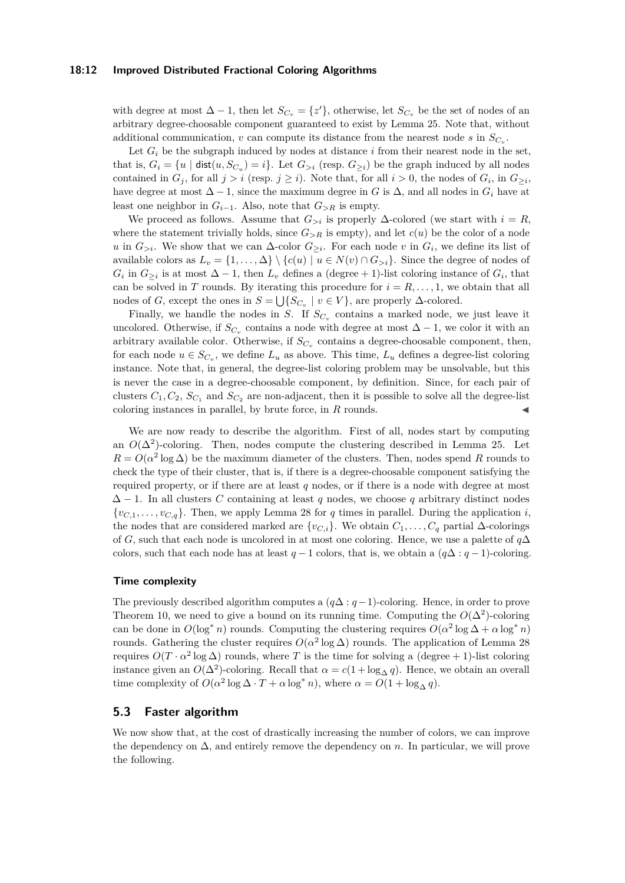with degree at most $\Delta - 1$, then let $S_{C_v} = \{z'\}$, otherwise, let $S_{C_v}$ be the set of nodes of an arbitrary degree-choosable component guaranteed to exist by Lemma 25. Note that, without additional communication, $v$ can compute its distance from the nearest node $s$ in $S_{C_v}$.

Let $G_i$ be the subgraph induced by nodes at distance $i$ from their nearest node in the set, that is, $G_i = \{u \mid \mathsf{dist}(u, S_{C_u}) = i\}$. Let $G_{>i}$ (resp. $G_{\geq i}$) be the graph induced by all nodes contained in $G_j$, for all $j > i$ (resp. $j \geq i$). Note that, for all $i > 0$, the nodes of $G_i$, in $G_{\geq i}$, have degree at most $\Delta - 1$, since the maximum degree in $G$ is $\Delta$, and all nodes in $G_i$ have at least one neighbor in $G_{i-1}$. Also, note that $G_{>R}$ is empty.

We proceed as follows. Assume that $G_{>i}$ is properly $\Delta$-colored (we start with $i = R$, where the statement trivially holds, since $G_{>R}$ is empty), and let $c(u)$ be the color of a node $u$ in $G_{>i}$. We show that we can $\Delta$-color $G_{\geq i}$. For each node $v$ in $G_i$, we define its list of available colors as $L_v = \{1, \ldots, \Delta\} \setminus \{c(u) \mid u \in N(v) \cap G_{>i}\}$. Since the degree of nodes of $G_i$ in $G_{\geq i}$ is at most $\Delta - 1$, then $L_v$ defines a (degree + 1)-list coloring instance of $G_i$, that can be solved in $T$ rounds. By iterating this procedure for $i = R, \ldots, 1$, we obtain that all nodes of $G$, except the ones in $S = \bigcup\{S_{C_v} \mid v \in V\}$, are properly $\Delta$-colored.

Finally, we handle the nodes in $S$. If $S_{C_v}$ contains a marked node, we just leave it uncolored. Otherwise, if $S_{C_v}$ contains a node with degree at most $\Delta - 1$, we color it with an arbitrary available color. Otherwise, if $S_{C_v}$ contains a degree-choosable component, then, for each node $u \in S_{C_v}$, we define $L_u$ as above. This time, $L_u$ defines a degree-list coloring instance. Note that, in general, the degree-list coloring problem may be unsolvable, but this is never the case in a degree-choosable component, by definition. Since, for each pair of clusters $C_1, C_2$, $S_{C_1}$ and $S_{C_2}$ are non-adjacent, then it is possible to solve all the degree-list coloring instances in parallel, by brute force, in $R$ rounds. ◀

We are now ready to describe the algorithm. First of all, nodes start by computing an $O(\Delta^2)$-coloring. Then, nodes compute the clustering described in Lemma 25. Let $R = O(\alpha^2 \log \Delta)$ be the maximum diameter of the clusters. Then, nodes spend $R$ rounds to check the type of their cluster, that is, if there is a degree-choosable component satisfying the required property, or if there are at least $q$ nodes, or if there is a node with degree at most $\Delta - 1$. In all clusters $C$ containing at least $q$ nodes, we choose $q$ arbitrary distinct nodes $\{v_{C,1}, \ldots, v_{C,q}\}$. Then, we apply Lemma 28 for $q$ times in parallel. During the application $i$, the nodes that are considered marked are $\{v_{C,i}\}$. We obtain $C_1, \ldots, C_q$ partial $\Delta$-colorings of $G$, such that each node is uncolored in at most one coloring. Hence, we use a palette of $q\Delta$ colors, such that each node has at least $q - 1$ colors, that is, we obtain a $(q\Delta : q - 1)$-coloring.

#### Time complexity

The previously described algorithm computes a $(q\Delta : q-1)$-coloring. Hence, in order to prove Theorem 10, we need to give a bound on its running time. Computing the $O(\Delta^2)$-coloring can be done in $O(\log^* n)$ rounds. Computing the clustering requires $O(\alpha^2 \log \Delta + \alpha \log^* n)$ rounds. Gathering the cluster requires $O(\alpha^2 \log \Delta)$ rounds. The application of Lemma 28 requires $O(T \cdot \alpha^2 \log \Delta)$ rounds, where $T$ is the time for solving a (degree + 1)-list coloring instance given an $O(\Delta^2)$-coloring. Recall that $\alpha = c(1 + \log_\Delta q)$. Hence, we obtain an overall time complexity of $O(\alpha^2 \log \Delta \cdot T + \alpha \log^* n)$, where $\alpha = O(1 + \log_\Delta q)$.

## 5.3 Faster algorithm

We now show that, at the cost of drastically increasing the number of colors, we can improve the dependency on $\Delta$, and entirely remove the dependency on $n$. In particular, we will prove the following.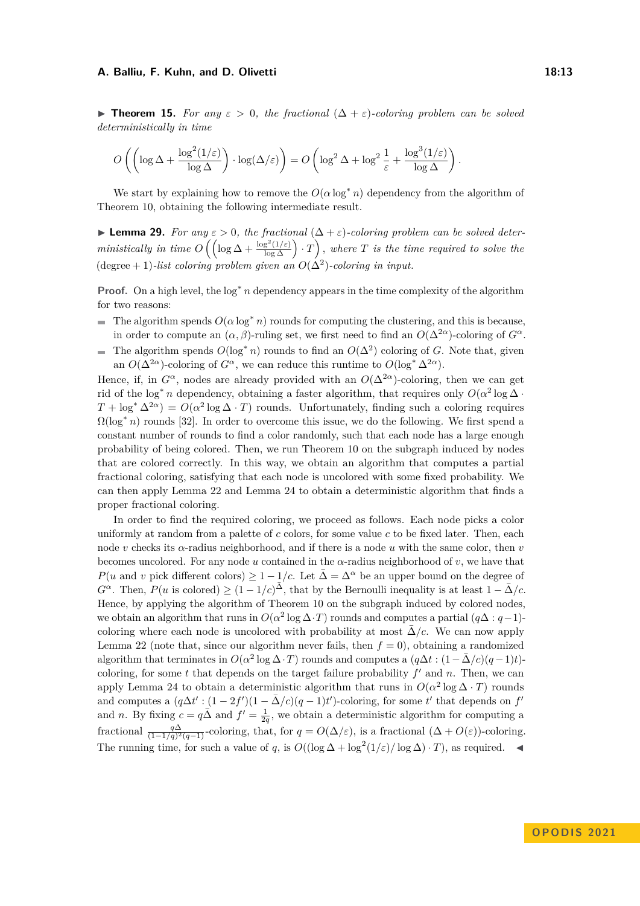▶ **Theorem 15.** *For any $\varepsilon > 0$, the fractional $(\Delta + \varepsilon)$-coloring problem can be solved deterministically in time*

$$O\left(\left(\log \Delta + \frac{\log^2(1/\varepsilon)}{\log \Delta}\right) \cdot \log(\Delta/\varepsilon)\right) = O\left(\log^2 \Delta + \log^2 \frac{1}{\varepsilon} + \frac{\log^3(1/\varepsilon)}{\log \Delta}\right).$$

We start by explaining how to remove the $O(\alpha \log^* n)$ dependency from the algorithm of Theorem 10, obtaining the following intermediate result.

▶ **Lemma 29.** *For any $\varepsilon > 0$, the fractional $(\Delta + \varepsilon)$-coloring problem can be solved deterministically in time $O\left(\left(\log \Delta + \frac{\log^2(1/\varepsilon)}{\log \Delta}\right) \cdot T\right)$, where $T$ is the time required to solve the $(\text{degree} + 1)$-list coloring problem given an $O(\Delta^2)$-coloring in input.*

**Proof.** On a high level, the $\log^* n$ dependency appears in the time complexity of the algorithm for two reasons:

- The algorithm spends $O(\alpha \log^* n)$ rounds for computing the clustering, and this is because, in order to compute an $(\alpha, \beta)$-ruling set, we first need to find an $O(\Delta^{2\alpha})$-coloring of $G^\alpha$.
- The algorithm spends $O(\log^* n)$ rounds to find an $O(\Delta^2)$ coloring of $G$. Note that, given an $O(\Delta^{2\alpha})$-coloring of $G^\alpha$, we can reduce this runtime to $O(\log^* \Delta^{2\alpha})$.

Hence, if, in $G^\alpha$, nodes are already provided with an $O(\Delta^{2\alpha})$-coloring, then we can get rid of the $\log^* n$ dependency, obtaining a faster algorithm, that requires only $O(\alpha^2 \log \Delta \cdot T + \log^* \Delta^{2\alpha}) = O(\alpha^2 \log \Delta \cdot T)$ rounds. Unfortunately, finding such a coloring requires $\Omega(\log^* n)$ rounds [32]. In order to overcome this issue, we do the following. We first spend a constant number of rounds to find a color randomly, such that each node has a large enough probability of being colored. Then, we run Theorem 10 on the subgraph induced by nodes that are colored correctly. In this way, we obtain an algorithm that computes a partial fractional coloring, satisfying that each node is uncolored with some fixed probability. We can then apply Lemma 22 and Lemma 24 to obtain a deterministic algorithm that finds a proper fractional coloring.

In order to find the required coloring, we proceed as follows. Each node picks a color uniformly at random from a palette of $c$ colors, for some value $c$ to be fixed later. Then, each node $v$ checks its $\alpha$-radius neighborhood, and if there is a node $u$ with the same color, then $v$ becomes uncolored. For any node $u$ contained in the $\alpha$-radius neighborhood of $v$, we have that $P(u \text{ and } v \text{ pick different colors}) \geq 1 - 1/c$. Let $\bar{\Delta} = \Delta^\alpha$ be an upper bound on the degree of $G^\alpha$. Then, $P(u \text{ is colored}) \geq (1 - 1/c)^{\bar{\Delta}}$, that by the Bernoulli inequality is at least $1 - \bar{\Delta}/c$. Hence, by applying the algorithm of Theorem 10 on the subgraph induced by colored nodes, we obtain an algorithm that runs in $O(\alpha^2 \log \Delta \cdot T)$ rounds and computes a partial $(q\Delta : q-1)$-coloring where each node is uncolored with probability at most $\bar{\Delta}/c$. We can now apply Lemma 22 (note that, since our algorithm never fails, then $f = 0$), obtaining a randomized algorithm that terminates in $O(\alpha^2 \log \Delta \cdot T)$ rounds and computes a $(q\Delta t : (1 - \bar{\Delta}/c)(q-1)t)$-coloring, for some $t$ that depends on the target failure probability $f'$ and $n$. Then, we can apply Lemma 24 to obtain a deterministic algorithm that runs in $O(\alpha^2 \log \Delta \cdot T)$ rounds and computes a $(q\Delta t' : (1 - 2f')(1 - \bar{\Delta}/c)(q-1)t')$-coloring, for some $t'$ that depends on $f'$ and $n$. By fixing $c = q\bar{\Delta}$ and $f' = \frac{1}{2q}$, we obtain a deterministic algorithm for computing a fractional $\frac{q\Delta}{(1-1/q)^2(q-1)}$-coloring, that, for $q = O(\Delta/\varepsilon)$, is a fractional $(\Delta + O(\varepsilon))$-coloring. The running time, for such a value of $q$, is $O((\log \Delta + \log^2(1/\varepsilon)/\log \Delta) \cdot T)$, as required. ◀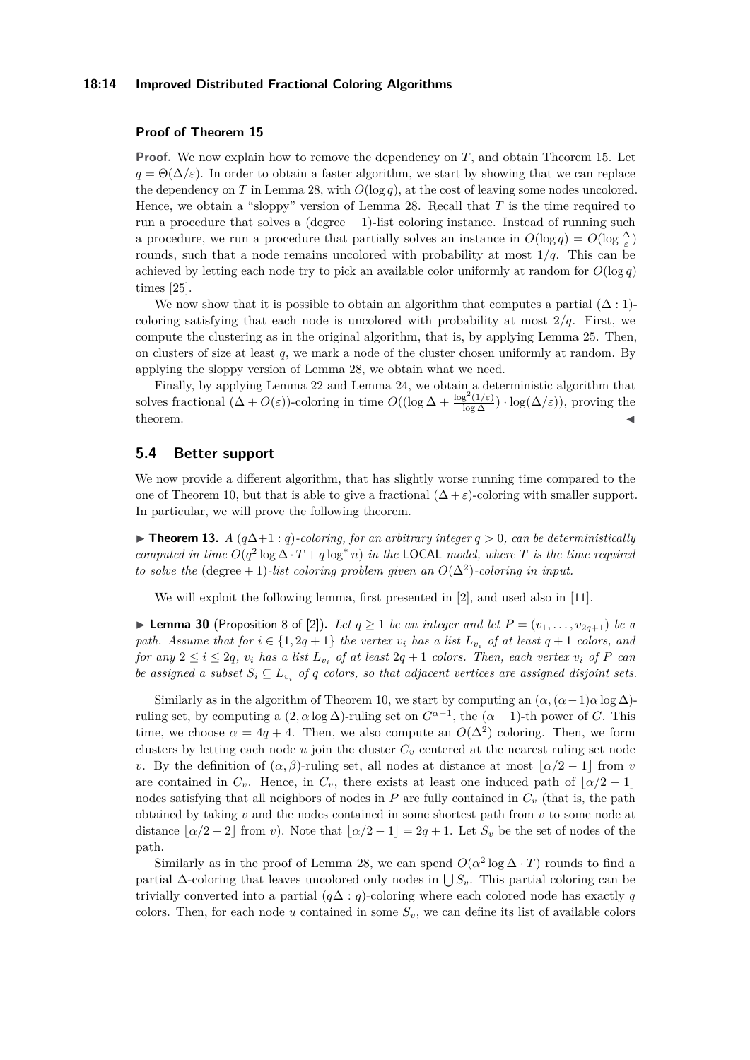### Proof of Theorem 15

**Proof.** We now explain how to remove the dependency on $T$, and obtain Theorem 15. Let $q = \Theta(\Delta/\varepsilon)$. In order to obtain a faster algorithm, we start by showing that we can replace the dependency on $T$ in Lemma 28, with $O(\log q)$, at the cost of leaving some nodes uncolored. Hence, we obtain a "sloppy" version of Lemma 28. Recall that $T$ is the time required to run a procedure that solves a $(\text{degree} + 1)$-list coloring instance. Instead of running such a procedure, we run a procedure that partially solves an instance in $O(\log q) = O(\log \frac{\Delta}{\varepsilon})$ rounds, such that a node remains uncolored with probability at most $1/q$. This can be achieved by letting each node try to pick an available color uniformly at random for $O(\log q)$ times [25].

We now show that it is possible to obtain an algorithm that computes a partial $(\Delta : 1)$-coloring satisfying that each node is uncolored with probability at most $2/q$. First, we compute the clustering as in the original algorithm, that is, by applying Lemma 25. Then, on clusters of size at least $q$, we mark a node of the cluster chosen uniformly at random. By applying the sloppy version of Lemma 28, we obtain what we need.

Finally, by applying Lemma 22 and Lemma 24, we obtain a deterministic algorithm that solves fractional $(\Delta + O(\varepsilon))$-coloring in time $O((\log \Delta + \frac{\log^2(1/\varepsilon)}{\log \Delta}) \cdot \log(\Delta/\varepsilon))$, proving the theorem. ◀

## 5.4 Better support

We now provide a different algorithm, that has slightly worse running time compared to the one of Theorem 10, but that is able to give a fractional $(\Delta + \varepsilon)$-coloring with smaller support. In particular, we will prove the following theorem.

▶ **Theorem 13.** *A $(q\Delta+1 : q)$-coloring, for an arbitrary integer $q > 0$, can be deterministically computed in time $O(q^2 \log \Delta \cdot T + q \log^* n)$ in the LOCAL model, where $T$ is the time required to solve the $(\text{degree} + 1)$-list coloring problem given an $O(\Delta^2)$-coloring in input.*

We will exploit the following lemma, first presented in [2], and used also in [11].

▶ **Lemma 30** (Proposition 8 of [2])**.** *Let $q \geq 1$ be an integer and let $P = (v_1, \dots, v_{2q+1})$ be a path. Assume that for $i \in \{1, 2q+1\}$ the vertex $v_i$ has a list $L_{v_i}$ of at least $q+1$ colors, and for any $2 \leq i \leq 2q$, $v_i$ has a list $L_{v_i}$ of at least $2q+1$ colors. Then, each vertex $v_i$ of $P$ can be assigned a subset $S_i \subseteq L_{v_i}$ of $q$ colors, so that adjacent vertices are assigned disjoint sets.*

Similarly as in the algorithm of Theorem 10, we start by computing an $(\alpha, (\alpha-1)\alpha \log \Delta)$-ruling set, by computing a $(2, \alpha \log \Delta)$-ruling set on $G^{\alpha-1}$, the $(\alpha-1)$-th power of $G$. This time, we choose $\alpha = 4q + 4$. Then, we also compute an $O(\Delta^2)$ coloring. Then, we form clusters by letting each node $u$ join the cluster $C_v$ centered at the nearest ruling set node $v$. By the definition of $(\alpha, \beta)$-ruling set, all nodes at distance at most $\lfloor \alpha/2 - 1 \rfloor$ from $v$ are contained in $C_v$. Hence, in $C_v$, there exists at least one induced path of $\lfloor \alpha/2 - 1 \rfloor$ nodes satisfying that all neighbors of nodes in $P$ are fully contained in $C_v$ (that is, the path obtained by taking $v$ and the nodes contained in some shortest path from $v$ to some node at distance $\lfloor \alpha/2 - 2 \rfloor$ from $v$). Note that $\lfloor \alpha/2 - 1 \rfloor = 2q + 1$. Let $S_v$ be the set of nodes of the path.

Similarly as in the proof of Lemma 28, we can spend $O(\alpha^2 \log \Delta \cdot T)$ rounds to find a partial $\Delta$-coloring that leaves uncolored only nodes in $\bigcup S_v$. This partial coloring can be trivially converted into a partial $(q\Delta : q)$-coloring where each colored node has exactly $q$ colors. Then, for each node $u$ contained in some $S_v$, we can define its list of available colors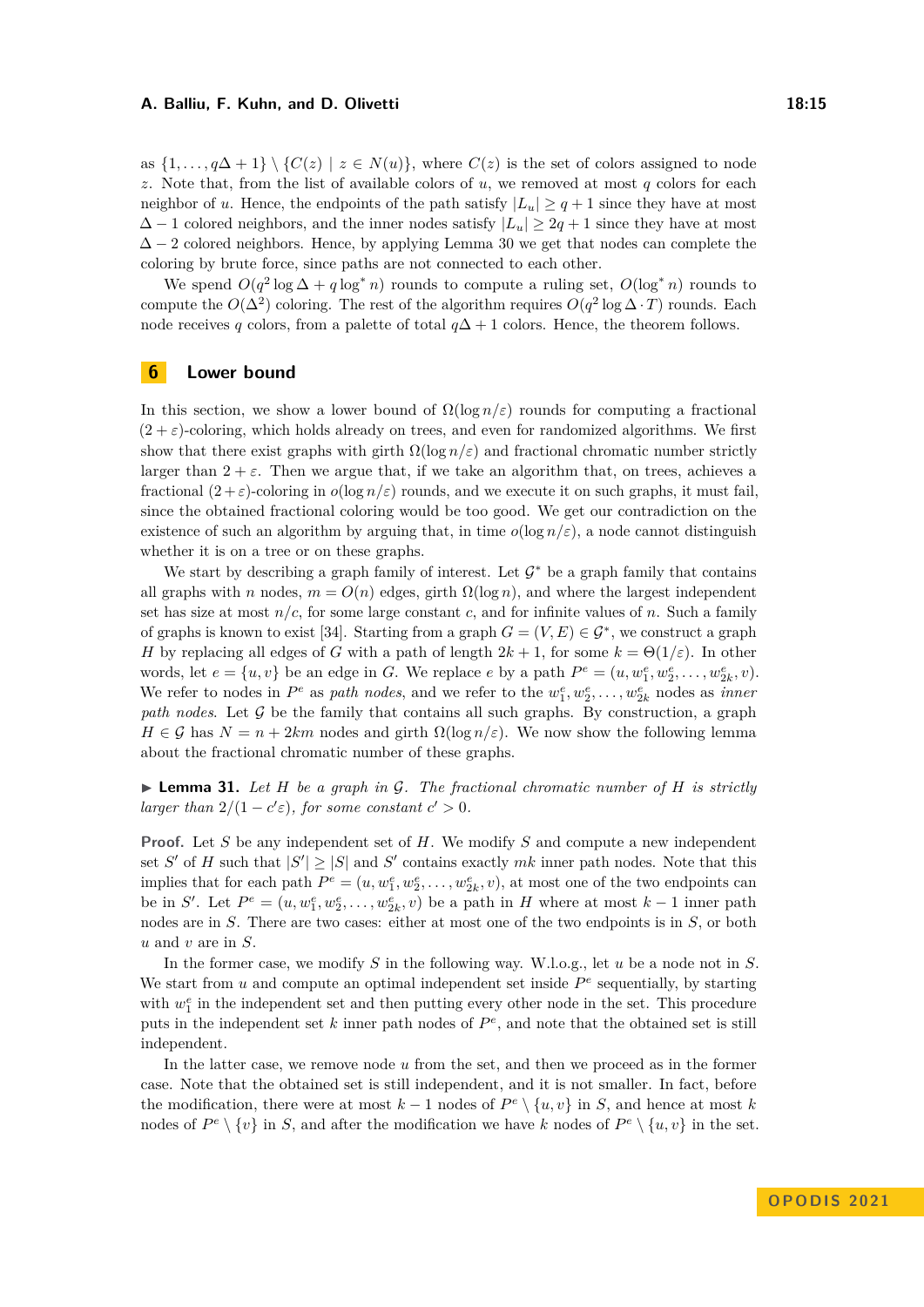as $\{1, \ldots, q\Delta + 1\} \setminus \{C(z) \mid z \in N(u)\}$, where $C(z)$ is the set of colors assigned to node $z$. Note that, from the list of available colors of $u$, we removed at most $q$ colors for each neighbor of $u$. Hence, the endpoints of the path satisfy $|L_u| \geq q + 1$ since they have at most $\Delta - 1$ colored neighbors, and the inner nodes satisfy $|L_u| \geq 2q + 1$ since they have at most $\Delta - 2$ colored neighbors. Hence, by applying Lemma 30 we get that nodes can complete the coloring by brute force, since paths are not connected to each other.

We spend $O(q^2 \log \Delta + q \log^* n)$ rounds to compute a ruling set, $O(\log^* n)$ rounds to compute the $O(\Delta^2)$ coloring. The rest of the algorithm requires $O(q^2 \log \Delta \cdot T)$ rounds. Each node receives $q$ colors, from a palette of total $q\Delta + 1$ colors. Hence, the theorem follows.

# 6 Lower bound

In this section, we show a lower bound of $\Omega(\log n/\varepsilon)$ rounds for computing a fractional $(2 + \varepsilon)$-coloring, which holds already on trees, and even for randomized algorithms. We first show that there exist graphs with girth $\Omega(\log n/\varepsilon)$ and fractional chromatic number strictly larger than $2 + \varepsilon$. Then we argue that, if we take an algorithm that, on trees, achieves a fractional $(2+\varepsilon)$-coloring in $o(\log n/\varepsilon)$ rounds, and we execute it on such graphs, it must fail, since the obtained fractional coloring would be too good. We get our contradiction on the existence of such an algorithm by arguing that, in time $o(\log n/\varepsilon)$, a node cannot distinguish whether it is on a tree or on these graphs.

We start by describing a graph family of interest. Let $\mathcal{G}^*$ be a graph family that contains all graphs with $n$ nodes, $m = O(n)$ edges, girth $\Omega(\log n)$, and where the largest independent set has size at most $n/c$, for some large constant $c$, and for infinite values of $n$. Such a family of graphs is known to exist [34]. Starting from a graph $G = (V, E) \in \mathcal{G}^*$, we construct a graph $H$ by replacing all edges of $G$ with a path of length $2k + 1$, for some $k = \Theta(1/\varepsilon)$. In other words, let $e = \{u, v\}$ be an edge in $G$. We replace $e$ by a path $P^e = (u, w_1^e, w_2^e, \ldots, w_{2k}^e, v)$. We refer to nodes in $P^e$ as *path nodes*, and we refer to the $w_1^e, w_2^e, \ldots, w_{2k}^e$ nodes as *inner path nodes*. Let $\mathcal{G}$ be the family that contains all such graphs. By construction, a graph $H \in \mathcal{G}$ has $N = n + 2km$ nodes and girth $\Omega(\log n/\varepsilon)$. We now show the following lemma about the fractional chromatic number of these graphs.

**▶ Lemma 31.** *Let $H$ be a graph in $\mathcal{G}$. The fractional chromatic number of $H$ is strictly larger than $2/(1 - c'\varepsilon)$, for some constant $c' > 0$.*

**Proof.** Let $S$ be any independent set of $H$. We modify $S$ and compute a new independent set $S'$ of $H$ such that $|S'| \geq |S|$ and $S'$ contains exactly $mk$ inner path nodes. Note that this implies that for each path $P^e = (u, w_1^e, w_2^e, \ldots, w_{2k}^e, v)$, at most one of the two endpoints can be in $S'$. Let $P^e = (u, w_1^e, w_2^e, \ldots, w_{2k}^e, v)$ be a path in $H$ where at most $k - 1$ inner path nodes are in $S$. There are two cases: either at most one of the two endpoints is in $S$, or both $u$ and $v$ are in $S$.

In the former case, we modify $S$ in the following way. W.l.o.g., let $u$ be a node not in $S$. We start from $u$ and compute an optimal independent set inside $P^e$ sequentially, by starting with $w_1^e$ in the independent set and then putting every other node in the set. This procedure puts in the independent set $k$ inner path nodes of $P^e$, and note that the obtained set is still independent.

In the latter case, we remove node $u$ from the set, and then we proceed as in the former case. Note that the obtained set is still independent, and it is not smaller. In fact, before the modification, there were at most $k - 1$ nodes of $P^e \setminus \{u, v\}$ in $S$, and hence at most $k$ nodes of $P^e \setminus \{v\}$ in $S$, and after the modification we have $k$ nodes of $P^e \setminus \{u, v\}$ in the set.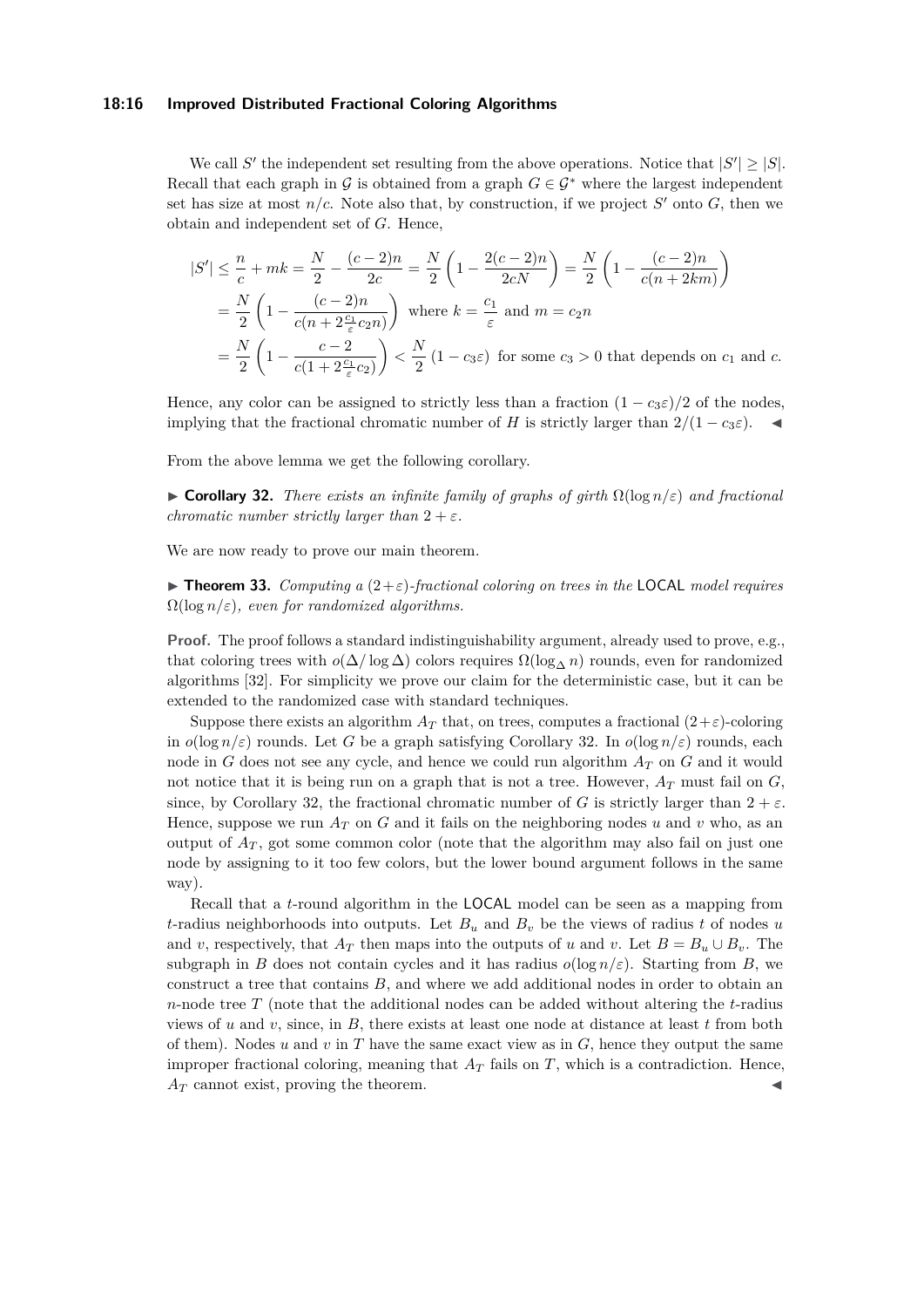We call $S'$ the independent set resulting from the above operations. Notice that $|S'| \geq |S|$. Recall that each graph in $\mathcal{G}$ is obtained from a graph $G \in \mathcal{G}^*$ where the largest independent set has size at most $n/c$. Note also that, by construction, if we project $S'$ onto $G$, then we obtain and independent set of $G$. Hence,

$$
\begin{aligned}
|S'| &\leq \frac{n}{c} + mk = \frac{N}{2} - \frac{(c-2)n}{2c} = \frac{N}{2}\left(1 - \frac{2(c-2)n}{2cN}\right) = \frac{N}{2}\left(1 - \frac{(c-2)n}{c(n+2km)}\right) \\
&= \frac{N}{2}\left(1 - \frac{(c-2)n}{c(n+2\frac{c_1}{\varepsilon}c_2 n)}\right) \text{ where } k = \frac{c_1}{\varepsilon} \text{ and } m = c_2 n \\
&= \frac{N}{2}\left(1 - \frac{c-2}{c(1+2\frac{c_1}{\varepsilon}c_2)}\right) < \frac{N}{2}\left(1 - c_3\varepsilon\right) \text{ for some } c_3 > 0 \text{ that depends on } c_1 \text{ and } c.
\end{aligned}
$$

Hence, any color can be assigned to strictly less than a fraction $(1 - c_3\varepsilon)/2$ of the nodes, implying that the fractional chromatic number of $H$ is strictly larger than $2/(1 - c_3\varepsilon)$. ◀

From the above lemma we get the following corollary.

▶ **Corollary 32.** *There exists an infinite family of graphs of girth $\Omega(\log n/\varepsilon)$ and fractional chromatic number strictly larger than $2 + \varepsilon$.*

We are now ready to prove our main theorem.

▶ **Theorem 33.** *Computing a $(2+\varepsilon)$-fractional coloring on trees in the* LOCAL *model requires $\Omega(\log n/\varepsilon)$, even for randomized algorithms.*

**Proof.** The proof follows a standard indistinguishability argument, already used to prove, e.g., that coloring trees with $o(\Delta/\log \Delta)$ colors requires $\Omega(\log_\Delta n)$ rounds, even for randomized algorithms [32]. For simplicity we prove our claim for the deterministic case, but it can be extended to the randomized case with standard techniques.

Suppose there exists an algorithm $A_T$ that, on trees, computes a fractional $(2+\varepsilon)$-coloring in $o(\log n/\varepsilon)$ rounds. Let $G$ be a graph satisfying Corollary 32. In $o(\log n/\varepsilon)$ rounds, each node in $G$ does not see any cycle, and hence we could run algorithm $A_T$ on $G$ and it would not notice that it is being run on a graph that is not a tree. However, $A_T$ must fail on $G$, since, by Corollary 32, the fractional chromatic number of $G$ is strictly larger than $2 + \varepsilon$. Hence, suppose we run $A_T$ on $G$ and it fails on the neighboring nodes $u$ and $v$ who, as an output of $A_T$, got some common color (note that the algorithm may also fail on just one node by assigning to it too few colors, but the lower bound argument follows in the same way).

Recall that a $t$-round algorithm in the LOCAL model can be seen as a mapping from $t$-radius neighborhoods into outputs. Let $B_u$ and $B_v$ be the views of radius $t$ of nodes $u$ and $v$, respectively, that $A_T$ then maps into the outputs of $u$ and $v$. Let $B = B_u \cup B_v$. The subgraph in $B$ does not contain cycles and it has radius $o(\log n/\varepsilon)$. Starting from $B$, we construct a tree that contains $B$, and where we add additional nodes in order to obtain an $n$-node tree $T$ (note that the additional nodes can be added without altering the $t$-radius views of $u$ and $v$, since, in $B$, there exists at least one node at distance at least $t$ from both of them). Nodes $u$ and $v$ in $T$ have the same exact view as in $G$, hence they output the same improper fractional coloring, meaning that $A_T$ fails on $T$, which is a contradiction. Hence, $A_T$ cannot exist, proving the theorem. ◀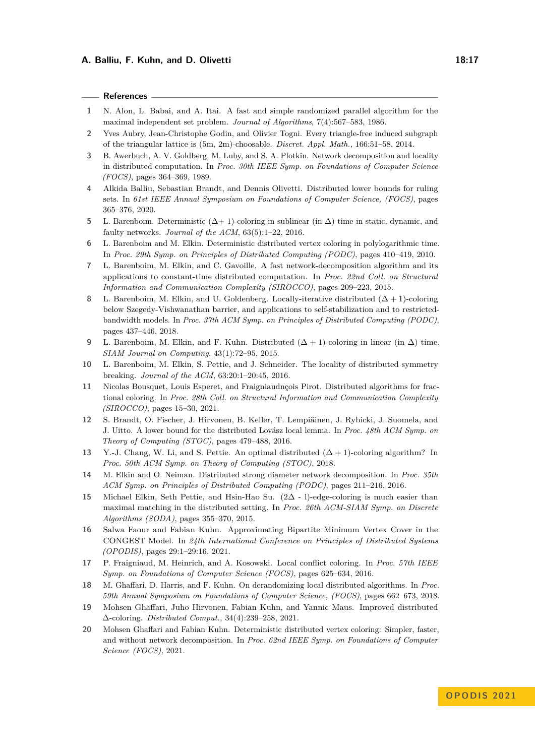## References

1. N. Alon, L. Babai, and A. Itai. A fast and simple randomized parallel algorithm for the maximal independent set problem. *Journal of Algorithms*, 7(4):567–583, 1986.
2. Yves Aubry, Jean-Christophe Godin, and Olivier Togni. Every triangle-free induced subgraph of the triangular lattice is (5m, 2m)-choosable. *Discret. Appl. Math.*, 166:51–58, 2014.
3. B. Awerbuch, A. V. Goldberg, M. Luby, and S. A. Plotkin. Network decomposition and locality in distributed computation. In *Proc. 30th IEEE Symp. on Foundations of Computer Science (FOCS)*, pages 364–369, 1989.
4. Alkida Balliu, Sebastian Brandt, and Dennis Olivetti. Distributed lower bounds for ruling sets. In *61st IEEE Annual Symposium on Foundations of Computer Science, (FOCS)*, pages 365–376, 2020.
5. L. Barenboim. Deterministic ($\Delta$+ 1)-coloring in sublinear (in $\Delta$) time in static, dynamic, and faulty networks. *Journal of the ACM*, 63(5):1–22, 2016.
6. L. Barenboim and M. Elkin. Deterministic distributed vertex coloring in polylogarithmic time. In *Proc. 29th Symp. on Principles of Distributed Computing (PODC)*, pages 410–419, 2010.
7. L. Barenboim, M. Elkin, and C. Gavoille. A fast network-decomposition algorithm and its applications to constant-time distributed computation. In *Proc. 22nd Coll. on Structural Information and Communication Complexity (SIROCCO)*, pages 209–223, 2015.
8. L. Barenboim, M. Elkin, and U. Goldenberg. Locally-iterative distributed $(\Delta + 1)$-coloring below Szegedy-Vishwanathan barrier, and applications to self-stabilization and to restricted-bandwidth models. In *Proc. 37th ACM Symp. on Principles of Distributed Computing (PODC)*, pages 437–446, 2018.
9. L. Barenboim, M. Elkin, and F. Kuhn. Distributed $(\Delta + 1)$-coloring in linear (in $\Delta$) time. *SIAM Journal on Computing*, 43(1):72–95, 2015.
10. L. Barenboim, M. Elkin, S. Pettie, and J. Schneider. The locality of distributed symmetry breaking. *Journal of the ACM*, 63:20:1–20:45, 2016.
11. Nicolas Bousquet, Louis Esperet, and Fraigniaudnçois Pirot. Distributed algorithms for fractional coloring. In *Proc. 28th Coll. on Structural Information and Communication Complexity (SIROCCO)*, pages 15–30, 2021.
12. S. Brandt, O. Fischer, J. Hirvonen, B. Keller, T. Lempiäinen, J. Rybicki, J. Suomela, and J. Uitto. A lower bound for the distributed Lovász local lemma. In *Proc. 48th ACM Symp. on Theory of Computing (STOC)*, pages 479–488, 2016.
13. Y.-J. Chang, W. Li, and S. Pettie. An optimal distributed $(\Delta + 1)$-coloring algorithm? In *Proc. 50th ACM Symp. on Theory of Computing (STOC)*, 2018.
14. M. Elkin and O. Neiman. Distributed strong diameter network decomposition. In *Proc. 35th ACM Symp. on Principles of Distributed Computing (PODC)*, pages 211–216, 2016.
15. Michael Elkin, Seth Pettie, and Hsin-Hao Su. ($2\Delta$ - l)-edge-coloring is much easier than maximal matching in the distributed setting. In *Proc. 26th ACM-SIAM Symp. on Discrete Algorithms (SODA)*, pages 355–370, 2015.
16. Salwa Faour and Fabian Kuhn. Approximating Bipartite Minimum Vertex Cover in the CONGEST Model. In *24th International Conference on Principles of Distributed Systems (OPODIS)*, pages 29:1–29:16, 2021.
17. P. Fraigniaud, M. Heinrich, and A. Kosowski. Local conflict coloring. In *Proc. 57th IEEE Symp. on Foundations of Computer Science (FOCS)*, pages 625–634, 2016.
18. M. Ghaffari, D. Harris, and F. Kuhn. On derandomizing local distributed algorithms. In *Proc. 59th Annual Symposium on Foundations of Computer Science, (FOCS)*, pages 662–673, 2018.
19. Mohsen Ghaffari, Juho Hirvonen, Fabian Kuhn, and Yannic Maus. Improved distributed $\Delta$-coloring. *Distributed Comput.*, 34(4):239–258, 2021.
20. Mohsen Ghaffari and Fabian Kuhn. Deterministic distributed vertex coloring: Simpler, faster, and without network decomposition. In *Proc. 62nd IEEE Symp. on Foundations of Computer Science (FOCS)*, 2021.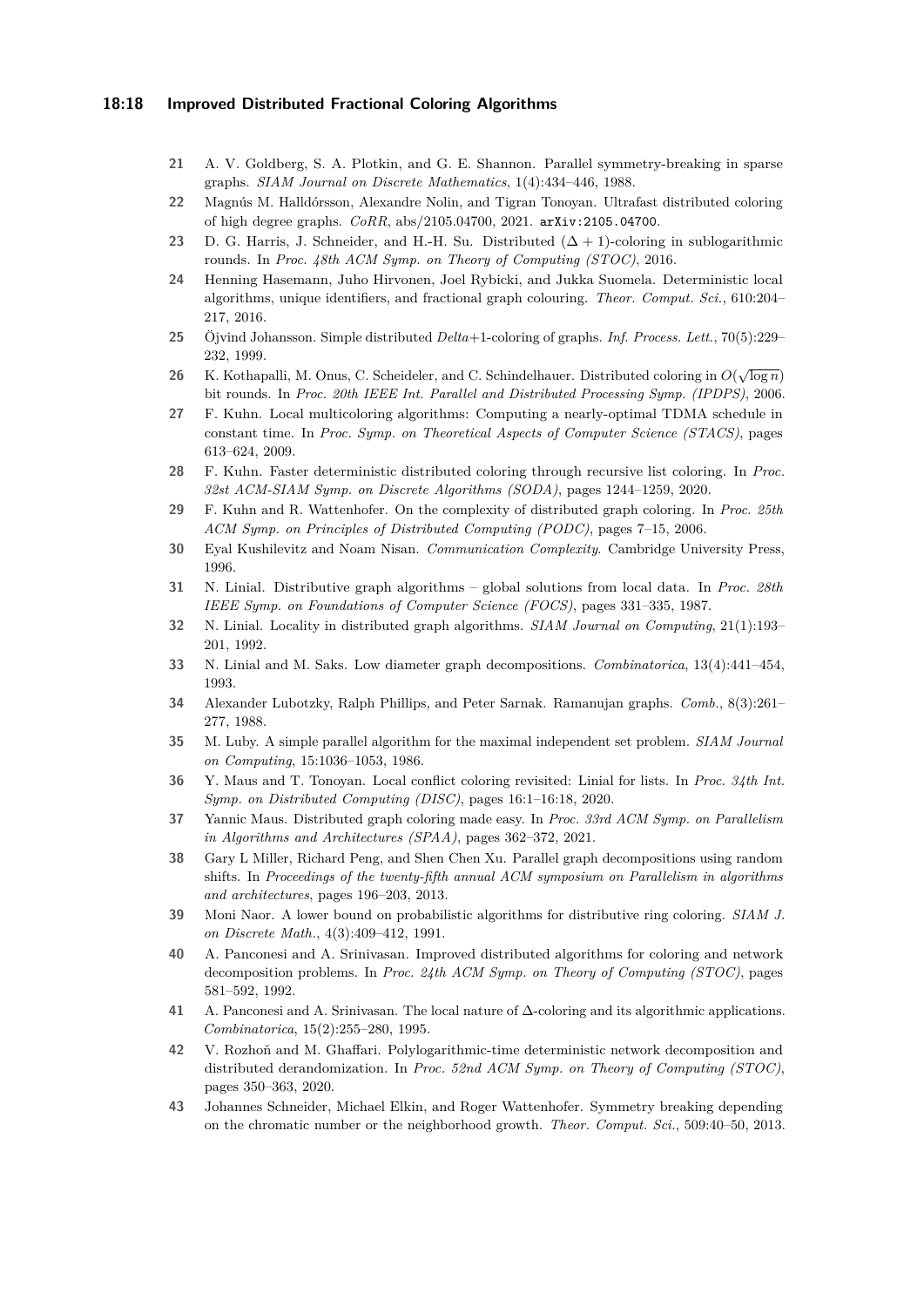21. A. V. Goldberg, S. A. Plotkin, and G. E. Shannon. Parallel symmetry-breaking in sparse graphs. *SIAM Journal on Discrete Mathematics*, 1(4):434–446, 1988.
22. Magnús M. Halldórsson, Alexandre Nolin, and Tigran Tonoyan. Ultrafast distributed coloring of high degree graphs. *CoRR*, abs/2105.04700, 2021. arXiv:2105.04700.
23. D. G. Harris, J. Schneider, and H.-H. Su. Distributed $(\Delta + 1)$-coloring in sublogarithmic rounds. In *Proc. 48th ACM Symp. on Theory of Computing (STOC)*, 2016.
24. Henning Hasemann, Juho Hirvonen, Joel Rybicki, and Jukka Suomela. Deterministic local algorithms, unique identifiers, and fractional graph colouring. *Theor. Comput. Sci.*, 610:204–217, 2016.
25. Öjvind Johansson. Simple distributed *Delta*+1-coloring of graphs. *Inf. Process. Lett.*, 70(5):229–232, 1999.
26. K. Kothapalli, M. Onus, C. Scheideler, and C. Schindelhauer. Distributed coloring in $O(\sqrt{\log n})$ bit rounds. In *Proc. 20th IEEE Int. Parallel and Distributed Processing Symp. (IPDPS)*, 2006.
27. F. Kuhn. Local multicoloring algorithms: Computing a nearly-optimal TDMA schedule in constant time. In *Proc. Symp. on Theoretical Aspects of Computer Science (STACS)*, pages 613–624, 2009.
28. F. Kuhn. Faster deterministic distributed coloring through recursive list coloring. In *Proc. 32st ACM-SIAM Symp. on Discrete Algorithms (SODA)*, pages 1244–1259, 2020.
29. F. Kuhn and R. Wattenhofer. On the complexity of distributed graph coloring. In *Proc. 25th ACM Symp. on Principles of Distributed Computing (PODC)*, pages 7–15, 2006.
30. Eyal Kushilevitz and Noam Nisan. *Communication Complexity*. Cambridge University Press, 1996.
31. N. Linial. Distributive graph algorithms – global solutions from local data. In *Proc. 28th IEEE Symp. on Foundations of Computer Science (FOCS)*, pages 331–335, 1987.
32. N. Linial. Locality in distributed graph algorithms. *SIAM Journal on Computing*, 21(1):193–201, 1992.
33. N. Linial and M. Saks. Low diameter graph decompositions. *Combinatorica*, 13(4):441–454, 1993.
34. Alexander Lubotzky, Ralph Phillips, and Peter Sarnak. Ramanujan graphs. *Comb.*, 8(3):261–277, 1988.
35. M. Luby. A simple parallel algorithm for the maximal independent set problem. *SIAM Journal on Computing*, 15:1036–1053, 1986.
36. Y. Maus and T. Tonoyan. Local conflict coloring revisited: Linial for lists. In *Proc. 34th Int. Symp. on Distributed Computing (DISC)*, pages 16:1–16:18, 2020.
37. Yannic Maus. Distributed graph coloring made easy. In *Proc. 33rd ACM Symp. on Parallelism in Algorithms and Architectures (SPAA)*, pages 362–372, 2021.
38. Gary L Miller, Richard Peng, and Shen Chen Xu. Parallel graph decompositions using random shifts. In *Proceedings of the twenty-fifth annual ACM symposium on Parallelism in algorithms and architectures*, pages 196–203, 2013.
39. Moni Naor. A lower bound on probabilistic algorithms for distributive ring coloring. *SIAM J. on Discrete Math.*, 4(3):409–412, 1991.
40. A. Panconesi and A. Srinivasan. Improved distributed algorithms for coloring and network decomposition problems. In *Proc. 24th ACM Symp. on Theory of Computing (STOC)*, pages 581–592, 1992.
41. A. Panconesi and A. Srinivasan. The local nature of $\Delta$-coloring and its algorithmic applications. *Combinatorica*, 15(2):255–280, 1995.
42. V. Rozhoň and M. Ghaffari. Polylogarithmic-time deterministic network decomposition and distributed derandomization. In *Proc. 52nd ACM Symp. on Theory of Computing (STOC)*, pages 350–363, 2020.
43. Johannes Schneider, Michael Elkin, and Roger Wattenhofer. Symmetry breaking depending on the chromatic number or the neighborhood growth. *Theor. Comput. Sci.*, 509:40–50, 2013.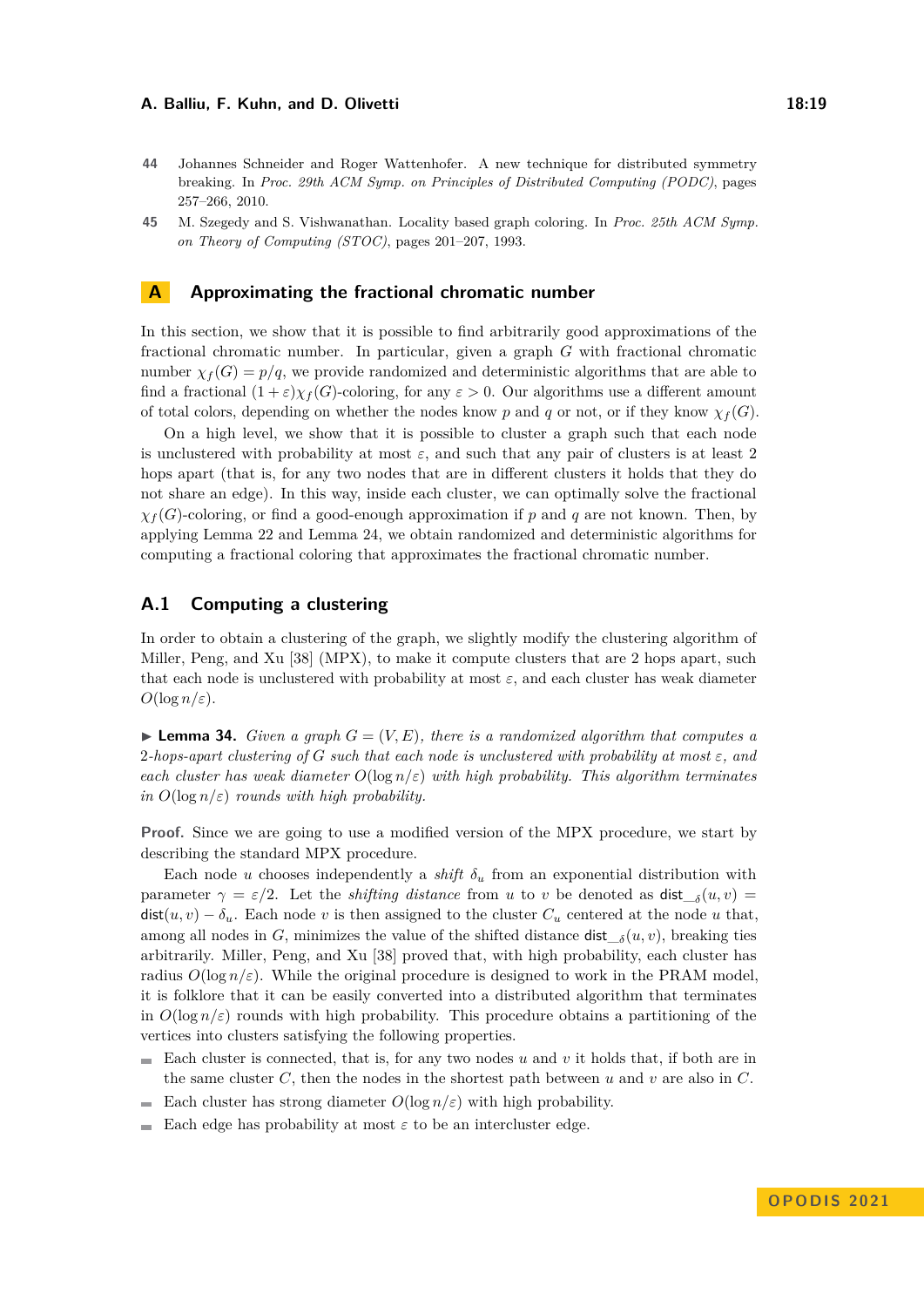44 Johannes Schneider and Roger Wattenhofer. A new technique for distributed symmetry breaking. In *Proc. 29th ACM Symp. on Principles of Distributed Computing (PODC)*, pages 257–266, 2010.

45 M. Szegedy and S. Vishwanathan. Locality based graph coloring. In *Proc. 25th ACM Symp. on Theory of Computing (STOC)*, pages 201–207, 1993.

# A Approximating the fractional chromatic number

In this section, we show that it is possible to find arbitrarily good approximations of the fractional chromatic number. In particular, given a graph $G$ with fractional chromatic number $\chi_f(G) = p/q$, we provide randomized and deterministic algorithms that are able to find a fractional $(1+\varepsilon)\chi_f(G)$-coloring, for any $\varepsilon > 0$. Our algorithms use a different amount of total colors, depending on whether the nodes know $p$ and $q$ or not, or if they know $\chi_f(G)$.

On a high level, we show that it is possible to cluster a graph such that each node is unclustered with probability at most $\varepsilon$, and such that any pair of clusters is at least 2 hops apart (that is, for any two nodes that are in different clusters it holds that they do not share an edge). In this way, inside each cluster, we can optimally solve the fractional $\chi_f(G)$-coloring, or find a good-enough approximation if $p$ and $q$ are not known. Then, by applying Lemma 22 and Lemma 24, we obtain randomized and deterministic algorithms for computing a fractional coloring that approximates the fractional chromatic number.

## A.1 Computing a clustering

In order to obtain a clustering of the graph, we slightly modify the clustering algorithm of Miller, Peng, and Xu [38] (MPX), to make it compute clusters that are 2 hops apart, such that each node is unclustered with probability at most $\varepsilon$, and each cluster has weak diameter $O(\log n/\varepsilon)$.

▶ **Lemma 34.** *Given a graph $G = (V, E)$, there is a randomized algorithm that computes a 2-hops-apart clustering of $G$ such that each node is unclustered with probability at most $\varepsilon$, and each cluster has weak diameter $O(\log n/\varepsilon)$ with high probability. This algorithm terminates in $O(\log n/\varepsilon)$ rounds with high probability.*

**Proof.** Since we are going to use a modified version of the MPX procedure, we start by describing the standard MPX procedure.

Each node $u$ chooses independently a *shift* $\delta_u$ from an exponential distribution with parameter $\gamma = \varepsilon/2$. Let the *shifting distance* from $u$ to $v$ be denoted as $\mathsf{dist}\_\delta(u, v) = \mathsf{dist}(u, v) - \delta_u$. Each node $v$ is then assigned to the cluster $C_u$ centered at the node $u$ that, among all nodes in $G$, minimizes the value of the shifted distance $\mathsf{dist}\_\delta(u, v)$, breaking ties arbitrarily. Miller, Peng, and Xu [38] proved that, with high probability, each cluster has radius $O(\log n/\varepsilon)$. While the original procedure is designed to work in the PRAM model, it is folklore that it can be easily converted into a distributed algorithm that terminates in $O(\log n/\varepsilon)$ rounds with high probability. This procedure obtains a partitioning of the vertices into clusters satisfying the following properties.

- Each cluster is connected, that is, for any two nodes $u$ and $v$ it holds that, if both are in the same cluster $C$, then the nodes in the shortest path between $u$ and $v$ are also in $C$.
- Each cluster has strong diameter $O(\log n/\varepsilon)$ with high probability.
- Each edge has probability at most $\varepsilon$ to be an intercluster edge.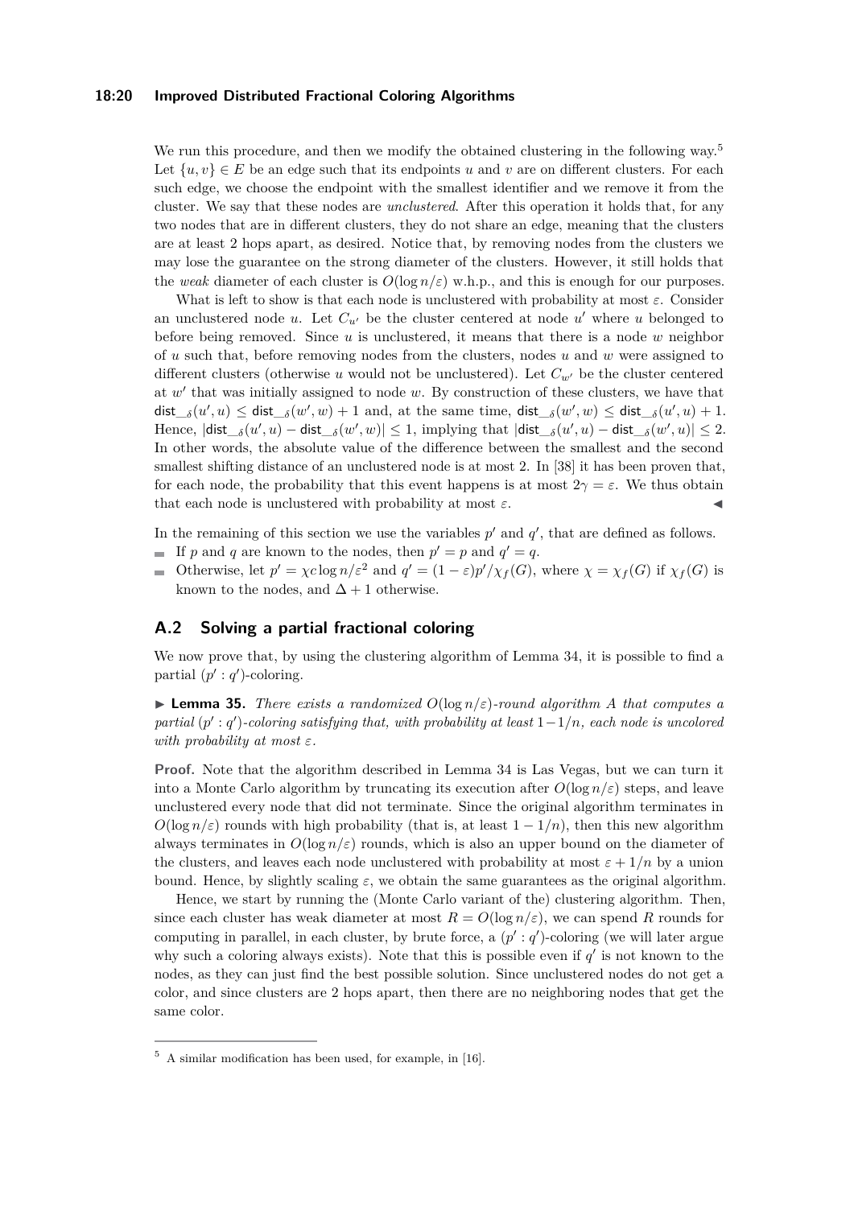We run this procedure, and then we modify the obtained clustering in the following way.[5] Let $\{u, v\} \in E$ be an edge such that its endpoints $u$ and $v$ are on different clusters. For each such edge, we choose the endpoint with the smallest identifier and we remove it from the cluster. We say that these nodes are *unclustered*. After this operation it holds that, for any two nodes that are in different clusters, they do not share an edge, meaning that the clusters are at least 2 hops apart, as desired. Notice that, by removing nodes from the clusters we may lose the guarantee on the strong diameter of the clusters. However, it still holds that the *weak* diameter of each cluster is $O(\log n/\varepsilon)$ w.h.p., and this is enough for our purposes.

What is left to show is that each node is unclustered with probability at most $\varepsilon$. Consider an unclustered node $u$. Let $C_{u'}$ be the cluster centered at node $u'$ where $u$ belonged to before being removed. Since $u$ is unclustered, it means that there is a node $w$ neighbor of $u$ such that, before removing nodes from the clusters, nodes $u$ and $w$ were assigned to different clusters (otherwise $u$ would not be unclustered). Let $C_{w'}$ be the cluster centered at $w'$ that was initially assigned to node $w$. By construction of these clusters, we have that $\mathsf{dist}_{\_\delta}(u', u) \leq \mathsf{dist}_{\_\delta}(w', w) + 1$ and, at the same time, $\mathsf{dist}_{\_\delta}(w', w) \leq \mathsf{dist}_{\_\delta}(u', u) + 1$. Hence, $|\mathsf{dist}_{\_\delta}(u', u) - \mathsf{dist}_{\_\delta}(w', w)| \leq 1$, implying that $|\mathsf{dist}_{\_\delta}(u', u) - \mathsf{dist}_{\_\delta}(w', u)| \leq 2$. In other words, the absolute value of the difference between the smallest and the second smallest shifting distance of an unclustered node is at most 2. In [38] it has been proven that, for each node, the probability that this event happens is at most $2\gamma = \varepsilon$. We thus obtain that each node is unclustered with probability at most $\varepsilon$. ◀

In the remaining of this section we use the variables $p'$ and $q'$, that are defined as follows.

- If $p$ and $q$ are known to the nodes, then $p' = p$ and $q' = q$.
- Otherwise, let $p' = \chi c \log n/\varepsilon^2$ and $q' = (1 - \varepsilon)p'/\chi_f(G)$, where $\chi = \chi_f(G)$ if $\chi_f(G)$ is known to the nodes, and $\Delta + 1$ otherwise.

## A.2 Solving a partial fractional coloring

We now prove that, by using the clustering algorithm of Lemma 34, it is possible to find a partial $(p' : q')$-coloring.

▶ **Lemma 35.** *There exists a randomized $O(\log n/\varepsilon)$-round algorithm $A$ that computes a partial $(p' : q')$-coloring satisfying that, with probability at least $1 - 1/n$, each node is uncolored with probability at most $\varepsilon$.*

**Proof.** Note that the algorithm described in Lemma 34 is Las Vegas, but we can turn it into a Monte Carlo algorithm by truncating its execution after $O(\log n/\varepsilon)$ steps, and leave unclustered every node that did not terminate. Since the original algorithm terminates in $O(\log n/\varepsilon)$ rounds with high probability (that is, at least $1 - 1/n$), then this new algorithm always terminates in $O(\log n/\varepsilon)$ rounds, which is also an upper bound on the diameter of the clusters, and leaves each node unclustered with probability at most $\varepsilon + 1/n$ by a union bound. Hence, by slightly scaling $\varepsilon$, we obtain the same guarantees as the original algorithm.

Hence, we start by running the (Monte Carlo variant of the) clustering algorithm. Then, since each cluster has weak diameter at most $R = O(\log n/\varepsilon)$, we can spend $R$ rounds for computing in parallel, in each cluster, by brute force, a $(p' : q')$-coloring (we will later argue why such a coloring always exists). Note that this is possible even if $q'$ is not known to the nodes, as they can just find the best possible solution. Since unclustered nodes do not get a color, and since clusters are 2 hops apart, then there are no neighboring nodes that get the same color.

[5] A similar modification has been used, for example, in [16].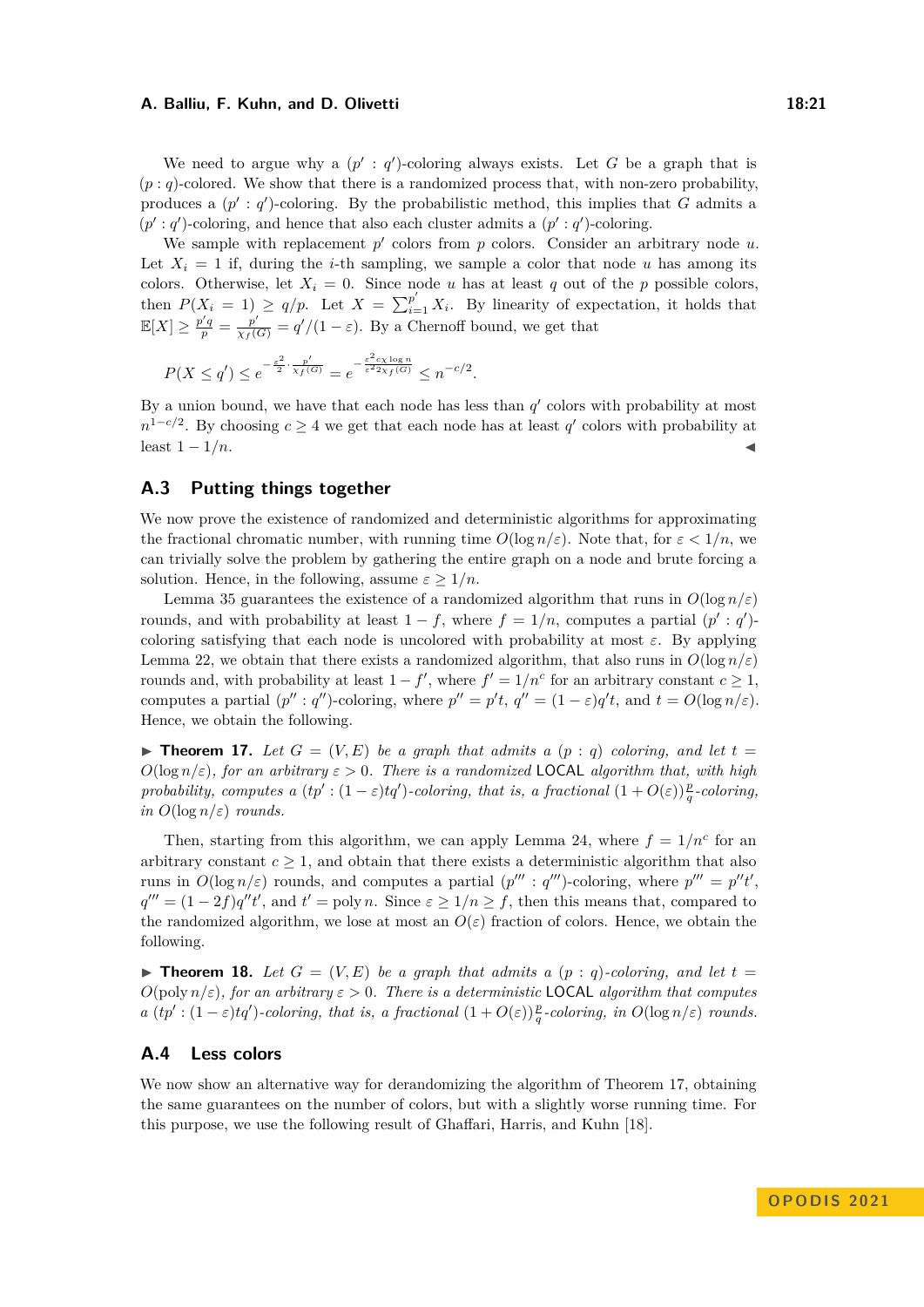We need to argue why a $(p' : q')$-coloring always exists. Let $G$ be a graph that is $(p : q)$-colored. We show that there is a randomized process that, with non-zero probability, produces a $(p' : q')$-coloring. By the probabilistic method, this implies that $G$ admits a $(p' : q')$-coloring, and hence that also each cluster admits a $(p' : q')$-coloring.

We sample with replacement $p'$ colors from $p$ colors. Consider an arbitrary node $u$. Let $X_i = 1$ if, during the $i$-th sampling, we sample a color that node $u$ has among its colors. Otherwise, let $X_i = 0$. Since node $u$ has at least $q$ out of the $p$ possible colors, then $P(X_i = 1) \geq q/p$. Let $X = \sum_{i=1}^{p'} X_i$. By linearity of expectation, it holds that $\mathbb{E}[X] \geq \frac{p'q}{p} = \frac{p'}{\chi_f(G)} = q'/(1-\varepsilon)$. By a Chernoff bound, we get that

$$P(X \leq q') \leq e^{-\frac{\varepsilon^2}{2} \cdot \frac{p'}{\chi_f(G)}} = e^{-\frac{\varepsilon^2 c \chi \log n}{\varepsilon^2 2 \chi_f(G)}} \leq n^{-c/2}.$$

By a union bound, we have that each node has less than $q'$ colors with probability at most $n^{1-c/2}$. By choosing $c \geq 4$ we get that each node has at least $q'$ colors with probability at least $1 - 1/n$. ◀

## A.3 Putting things together

We now prove the existence of randomized and deterministic algorithms for approximating the fractional chromatic number, with running time $O(\log n/\varepsilon)$. Note that, for $\varepsilon < 1/n$, we can trivially solve the problem by gathering the entire graph on a node and brute forcing a solution. Hence, in the following, assume $\varepsilon \geq 1/n$.

Lemma 35 guarantees the existence of a randomized algorithm that runs in $O(\log n/\varepsilon)$ rounds, and with probability at least $1 - f$, where $f = 1/n$, computes a partial $(p' : q')$-coloring satisfying that each node is uncolored with probability at most $\varepsilon$. By applying Lemma 22, we obtain that there exists a randomized algorithm, that also runs in $O(\log n/\varepsilon)$ rounds and, with probability at least $1 - f'$, where $f' = 1/n^c$ for an arbitrary constant $c \geq 1$, computes a partial $(p'' : q'')$-coloring, where $p'' = p't$, $q'' = (1-\varepsilon)q't$, and $t = O(\log n/\varepsilon)$. Hence, we obtain the following.

▶ **Theorem 17.** *Let $G = (V, E)$ be a graph that admits a $(p : q)$ coloring, and let $t = O(\log n/\varepsilon)$, for an arbitrary $\varepsilon > 0$. There is a randomized* LOCAL *algorithm that, with high probability, computes a $(tp' : (1-\varepsilon)tq')$-coloring, that is, a fractional $(1 + O(\varepsilon))\frac{p}{q}$-coloring, in $O(\log n/\varepsilon)$ rounds.*

Then, starting from this algorithm, we can apply Lemma 24, where $f = 1/n^c$ for an arbitrary constant $c \geq 1$, and obtain that there exists a deterministic algorithm that also runs in $O(\log n/\varepsilon)$ rounds, and computes a partial $(p''' : q''')$-coloring, where $p''' = p''t'$, $q''' = (1 - 2f)q''t'$, and $t' = \operatorname{poly} n$. Since $\varepsilon \geq 1/n \geq f$, then this means that, compared to the randomized algorithm, we lose at most an $O(\varepsilon)$ fraction of colors. Hence, we obtain the following.

▶ **Theorem 18.** *Let $G = (V, E)$ be a graph that admits a $(p : q)$-coloring, and let $t = O(\operatorname{poly} n/\varepsilon)$, for an arbitrary $\varepsilon > 0$. There is a deterministic* LOCAL *algorithm that computes a $(tp' : (1-\varepsilon)tq')$-coloring, that is, a fractional $(1 + O(\varepsilon))\frac{p}{q}$-coloring, in $O(\log n/\varepsilon)$ rounds.*

## A.4 Less colors

We now show an alternative way for derandomizing the algorithm of Theorem 17, obtaining the same guarantees on the number of colors, but with a slightly worse running time. For this purpose, we use the following result of Ghaffari, Harris, and Kuhn [18].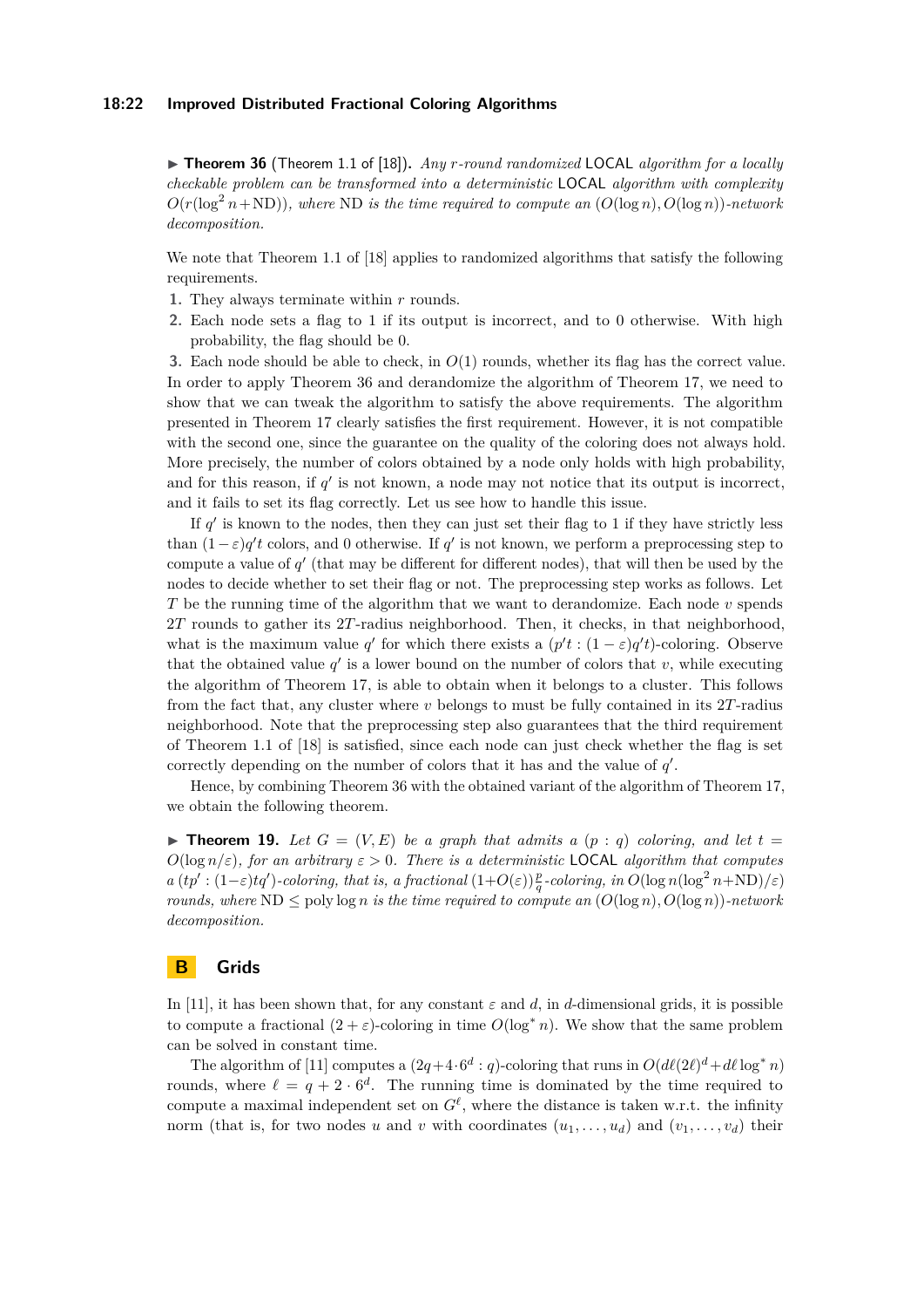▶ **Theorem 36** (Theorem 1.1 of [18]). *Any $r$-round randomized* LOCAL *algorithm for a locally checkable problem can be transformed into a deterministic* LOCAL *algorithm with complexity $O(r(\log^2 n + \mathrm{ND}))$, where* ND *is the time required to compute an $(O(\log n), O(\log n))$-network decomposition.*

We note that Theorem 1.1 of [18] applies to randomized algorithms that satisfy the following requirements.

1. They always terminate within $r$ rounds.
2. Each node sets a flag to 1 if its output is incorrect, and to 0 otherwise. With high probability, the flag should be 0.
3. Each node should be able to check, in $O(1)$ rounds, whether its flag has the correct value.

In order to apply Theorem 36 and derandomize the algorithm of Theorem 17, we need to show that we can tweak the algorithm to satisfy the above requirements. The algorithm presented in Theorem 17 clearly satisfies the first requirement. However, it is not compatible with the second one, since the guarantee on the quality of the coloring does not always hold. More precisely, the number of colors obtained by a node only holds with high probability, and for this reason, if $q'$ is not known, a node may not notice that its output is incorrect, and it fails to set its flag correctly. Let us see how to handle this issue.

If $q'$ is known to the nodes, then they can just set their flag to 1 if they have strictly less than $(1-\varepsilon)q't$ colors, and 0 otherwise. If $q'$ is not known, we perform a preprocessing step to compute a value of $q'$ (that may be different for different nodes), that will then be used by the nodes to decide whether to set their flag or not. The preprocessing step works as follows. Let $T$ be the running time of the algorithm that we want to derandomize. Each node $v$ spends $2T$ rounds to gather its $2T$-radius neighborhood. Then, it checks, in that neighborhood, what is the maximum value $q'$ for which there exists a $(p't : (1-\varepsilon)q't)$-coloring. Observe that the obtained value $q'$ is a lower bound on the number of colors that $v$, while executing the algorithm of Theorem 17, is able to obtain when it belongs to a cluster. This follows from the fact that, any cluster where $v$ belongs to must be fully contained in its $2T$-radius neighborhood. Note that the preprocessing step also guarantees that the third requirement of Theorem 1.1 of [18] is satisfied, since each node can just check whether the flag is set correctly depending on the number of colors that it has and the value of $q'$.

Hence, by combining Theorem 36 with the obtained variant of the algorithm of Theorem 17, we obtain the following theorem.

▶ **Theorem 19.** *Let $G = (V, E)$ be a graph that admits a $(p : q)$ coloring, and let $t = O(\log n/\varepsilon)$, for an arbitrary $\varepsilon > 0$. There is a deterministic* LOCAL *algorithm that computes a $(tp' : (1-\varepsilon)tq')$-coloring, that is, a fractional $(1+O(\varepsilon))\frac{p}{q}$-coloring, in $O(\log n(\log^2 n + \mathrm{ND})/\varepsilon)$ rounds, where $\mathrm{ND} \le \operatorname{poly}\log n$ is the time required to compute an $(O(\log n), O(\log n))$-network decomposition.*

## B Grids

In [11], it has been shown that, for any constant $\varepsilon$ and $d$, in $d$-dimensional grids, it is possible to compute a fractional $(2+\varepsilon)$-coloring in time $O(\log^* n)$. We show that the same problem can be solved in constant time.

The algorithm of [11] computes a $(2q+4\cdot 6^d : q)$-coloring that runs in $O(d\ell(2\ell)^d + d\ell \log^* n)$ rounds, where $\ell = q + 2 \cdot 6^d$. The running time is dominated by the time required to compute a maximal independent set on $G^\ell$, where the distance is taken w.r.t. the infinity norm (that is, for two nodes $u$ and $v$ with coordinates $(u_1, \ldots, u_d)$ and $(v_1, \ldots, v_d)$ their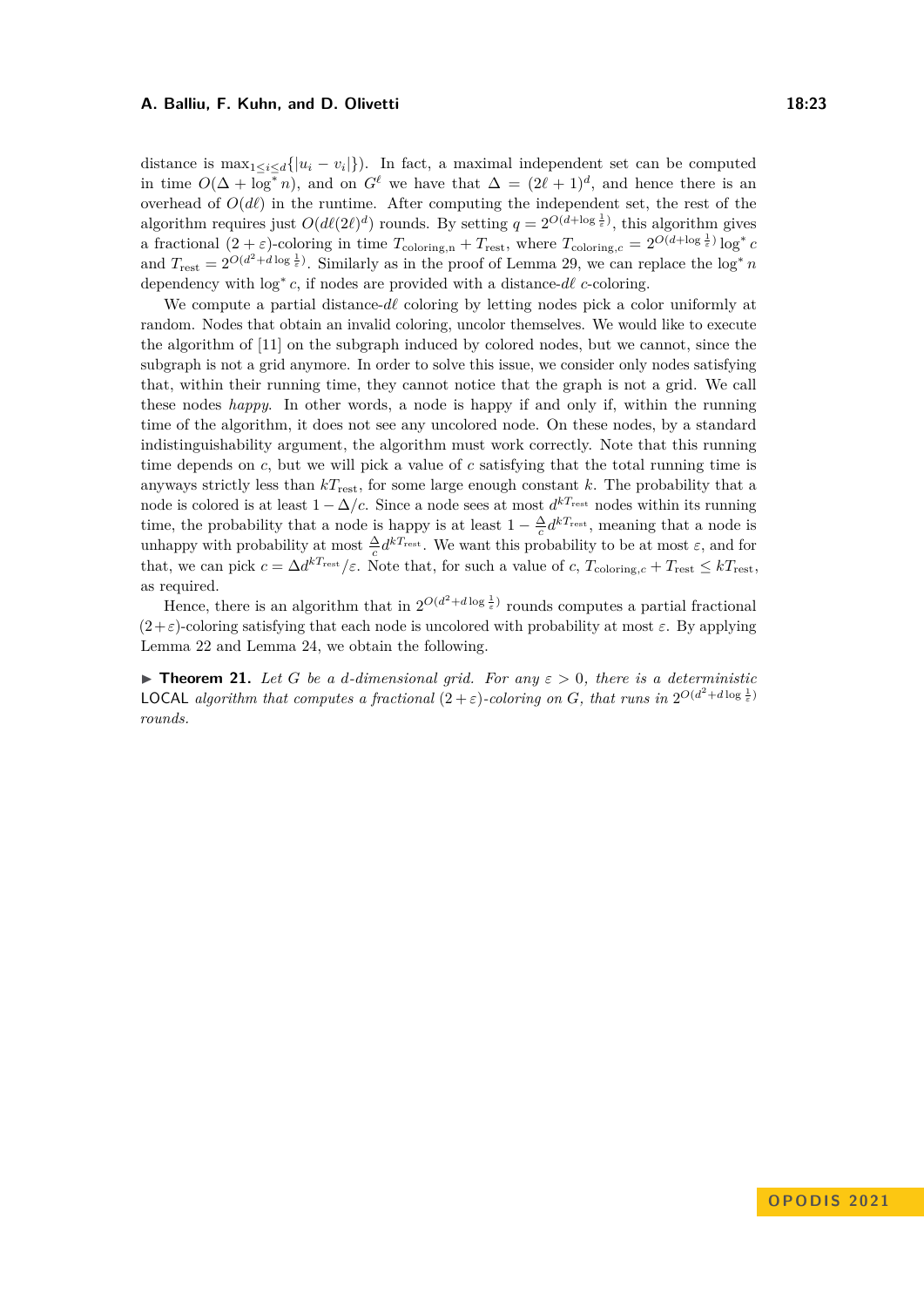distance is $\max_{1 \leq i \leq d}\{|u_i - v_i|\}$). In fact, a maximal independent set can be computed in time $O(\Delta + \log^* n)$, and on $G^\ell$ we have that $\Delta = (2\ell+1)^d$, and hence there is an overhead of $O(d\ell)$ in the runtime. After computing the independent set, the rest of the algorithm requires just $O(d\ell(2\ell)^d)$ rounds. By setting $q = 2^{O(d+\log\frac{1}{\varepsilon})}$, this algorithm gives a fractional $(2+\varepsilon)$-coloring in time $T_{\text{coloring,n}} + T_{\text{rest}}$, where $T_{\text{coloring},c} = 2^{O(d+\log\frac{1}{\varepsilon})}\log^* c$ and $T_{\text{rest}} = 2^{O(d^2+d\log\frac{1}{\varepsilon})}$. Similarly as in the proof of Lemma 29, we can replace the $\log^* n$ dependency with $\log^* c$, if nodes are provided with a distance-$d\ell$ $c$-coloring.

We compute a partial distance-$d\ell$ coloring by letting nodes pick a color uniformly at random. Nodes that obtain an invalid coloring, uncolor themselves. We would like to execute the algorithm of [11] on the subgraph induced by colored nodes, but we cannot, since the subgraph is not a grid anymore. In order to solve this issue, we consider only nodes satisfying that, within their running time, they cannot notice that the graph is not a grid. We call these nodes *happy*. In other words, a node is happy if and only if, within the running time of the algorithm, it does not see any uncolored node. On these nodes, by a standard indistinguishability argument, the algorithm must work correctly. Note that this running time depends on $c$, but we will pick a value of $c$ satisfying that the total running time is anyways strictly less than $kT_{\text{rest}}$, for some large enough constant $k$. The probability that a node is colored is at least $1 - \Delta/c$. Since a node sees at most $d^{kT_{\text{rest}}}$ nodes within its running time, the probability that a node is happy is at least $1 - \frac{\Delta}{c}d^{kT_{\text{rest}}}$, meaning that a node is unhappy with probability at most $\frac{\Delta}{c}d^{kT_{\text{rest}}}$. We want this probability to be at most $\varepsilon$, and for that, we can pick $c = \Delta d^{kT_{\text{rest}}}/\varepsilon$. Note that, for such a value of $c$, $T_{\text{coloring},c} + T_{\text{rest}} \leq kT_{\text{rest}}$, as required.

Hence, there is an algorithm that in $2^{O(d^2+d\log\frac{1}{\varepsilon})}$ rounds computes a partial fractional $(2+\varepsilon)$-coloring satisfying that each node is uncolored with probability at most $\varepsilon$. By applying Lemma 22 and Lemma 24, we obtain the following.

▶ **Theorem 21.** *Let $G$ be a $d$-dimensional grid. For any $\varepsilon > 0$, there is a deterministic* LOCAL *algorithm that computes a fractional $(2+\varepsilon)$-coloring on $G$, that runs in $2^{O(d^2+d\log\frac{1}{\varepsilon})}$ rounds.*